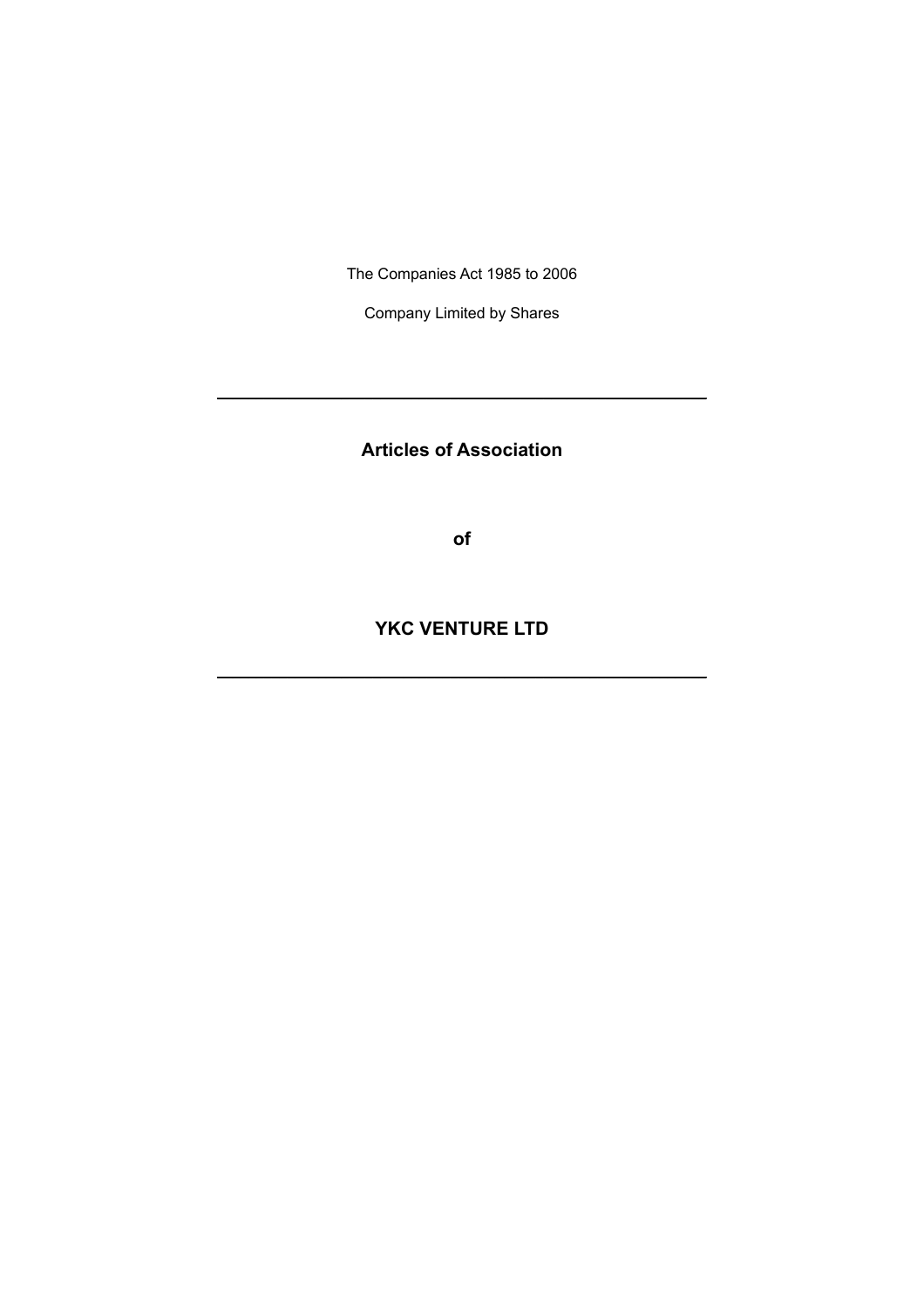The Companies Act 1985 to 2006

Company Limited by Shares

---

# Articles of Association

**of**

# YKC VENTURE LTD

---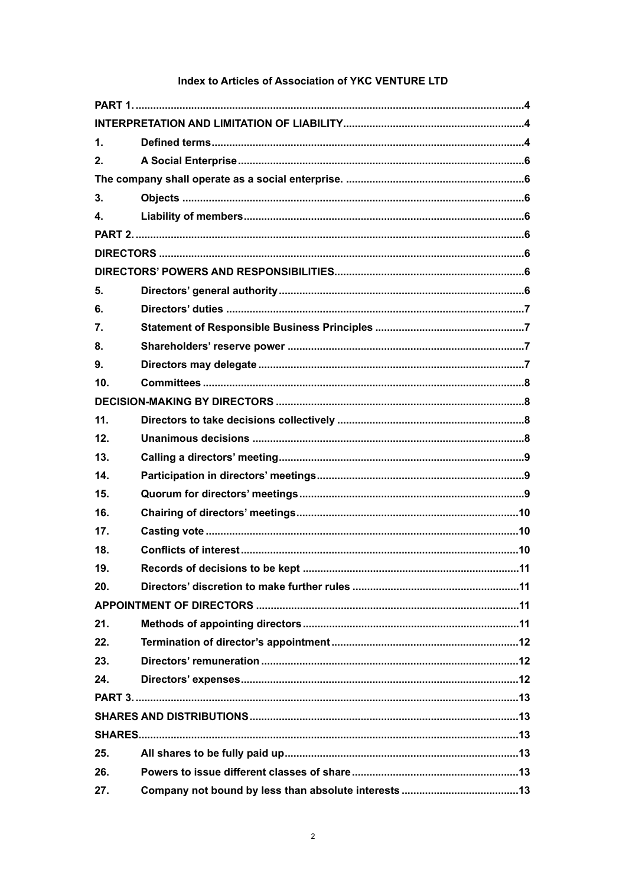# Index to Articles of Association of YKC VENTURE LTD

| | | |
|---|---|---|
| **PART 1.** | | **4** |
| **INTERPRETATION AND LIMITATION OF LIABILITY** | | **4** |
| **1.** | **Defined terms** | **4** |
| **2.** | **A Social Enterprise** | **6** |
| **The company shall operate as a social enterprise.** | | **6** |
| **3.** | **Objects** | **6** |
| **4.** | **Liability of members** | **6** |
| **PART 2.** | | **6** |
| **DIRECTORS** | | **6** |
| **DIRECTORS' POWERS AND RESPONSIBILITIES** | | **6** |
| **5.** | **Directors' general authority** | **6** |
| **6.** | **Directors' duties** | **7** |
| **7.** | **Statement of Responsible Business Principles** | **7** |
| **8.** | **Shareholders' reserve power** | **7** |
| **9.** | **Directors may delegate** | **7** |
| **10.** | **Committees** | **8** |
| **DECISION-MAKING BY DIRECTORS** | | **8** |
| **11.** | **Directors to take decisions collectively** | **8** |
| **12.** | **Unanimous decisions** | **8** |
| **13.** | **Calling a directors' meeting** | **9** |
| **14.** | **Participation in directors' meetings** | **9** |
| **15.** | **Quorum for directors' meetings** | **9** |
| **16.** | **Chairing of directors' meetings** | **10** |
| **17.** | **Casting vote** | **10** |
| **18.** | **Conflicts of interest** | **10** |
| **19.** | **Records of decisions to be kept** | **11** |
| **20.** | **Directors' discretion to make further rules** | **11** |
| **APPOINTMENT OF DIRECTORS** | | **11** |
| **21.** | **Methods of appointing directors** | **11** |
| **22.** | **Termination of director's appointment** | **12** |
| **23.** | **Directors' remuneration** | **12** |
| **24.** | **Directors' expenses** | **12** |
| **PART 3.** | | **13** |
| **SHARES AND DISTRIBUTIONS** | | **13** |
| **SHARES** | | **13** |
| **25.** | **All shares to be fully paid up** | **13** |
| **26.** | **Powers to issue different classes of share** | **13** |
| **27.** | **Company not bound by less than absolute interests** | **13** |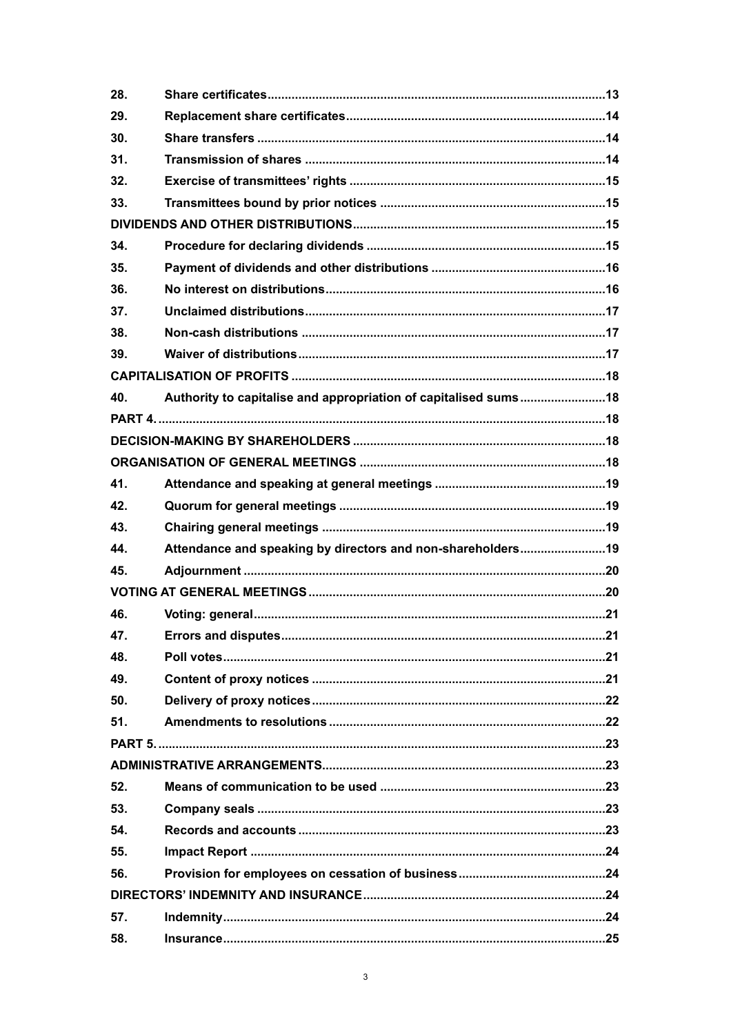| | | |
|---|---|---|
| 28. | **Share certificates** | 13 |
| 29. | **Replacement share certificates** | 14 |
| 30. | **Share transfers** | 14 |
| 31. | **Transmission of shares** | 14 |
| 32. | **Exercise of transmittees' rights** | 15 |
| 33. | **Transmittees bound by prior notices** | 15 |
| **DIVIDENDS AND OTHER DISTRIBUTIONS** | | 15 |
| 34. | **Procedure for declaring dividends** | 15 |
| 35. | **Payment of dividends and other distributions** | 16 |
| 36. | **No interest on distributions** | 16 |
| 37. | **Unclaimed distributions** | 17 |
| 38. | **Non-cash distributions** | 17 |
| 39. | **Waiver of distributions** | 17 |
| **CAPITALISATION OF PROFITS** | | 18 |
| 40. | **Authority to capitalise and appropriation of capitalised sums** | 18 |
| **PART 4.** | | 18 |
| **DECISION-MAKING BY SHAREHOLDERS** | | 18 |
| **ORGANISATION OF GENERAL MEETINGS** | | 18 |
| 41. | **Attendance and speaking at general meetings** | 19 |
| 42. | **Quorum for general meetings** | 19 |
| 43. | **Chairing general meetings** | 19 |
| 44. | **Attendance and speaking by directors and non-shareholders** | 19 |
| 45. | **Adjournment** | 20 |
| **VOTING AT GENERAL MEETINGS** | | 20 |
| 46. | **Voting: general** | 21 |
| 47. | **Errors and disputes** | 21 |
| 48. | **Poll votes** | 21 |
| 49. | **Content of proxy notices** | 21 |
| 50. | **Delivery of proxy notices** | 22 |
| 51. | **Amendments to resolutions** | 22 |
| **PART 5.** | | 23 |
| **ADMINISTRATIVE ARRANGEMENTS** | | 23 |
| 52. | **Means of communication to be used** | 23 |
| 53. | **Company seals** | 23 |
| 54. | **Records and accounts** | 23 |
| 55. | **Impact Report** | 24 |
| 56. | **Provision for employees on cessation of business** | 24 |
| **DIRECTORS' INDEMNITY AND INSURANCE** | | 24 |
| 57. | **Indemnity** | 24 |
| 58. | **Insurance** | 25 |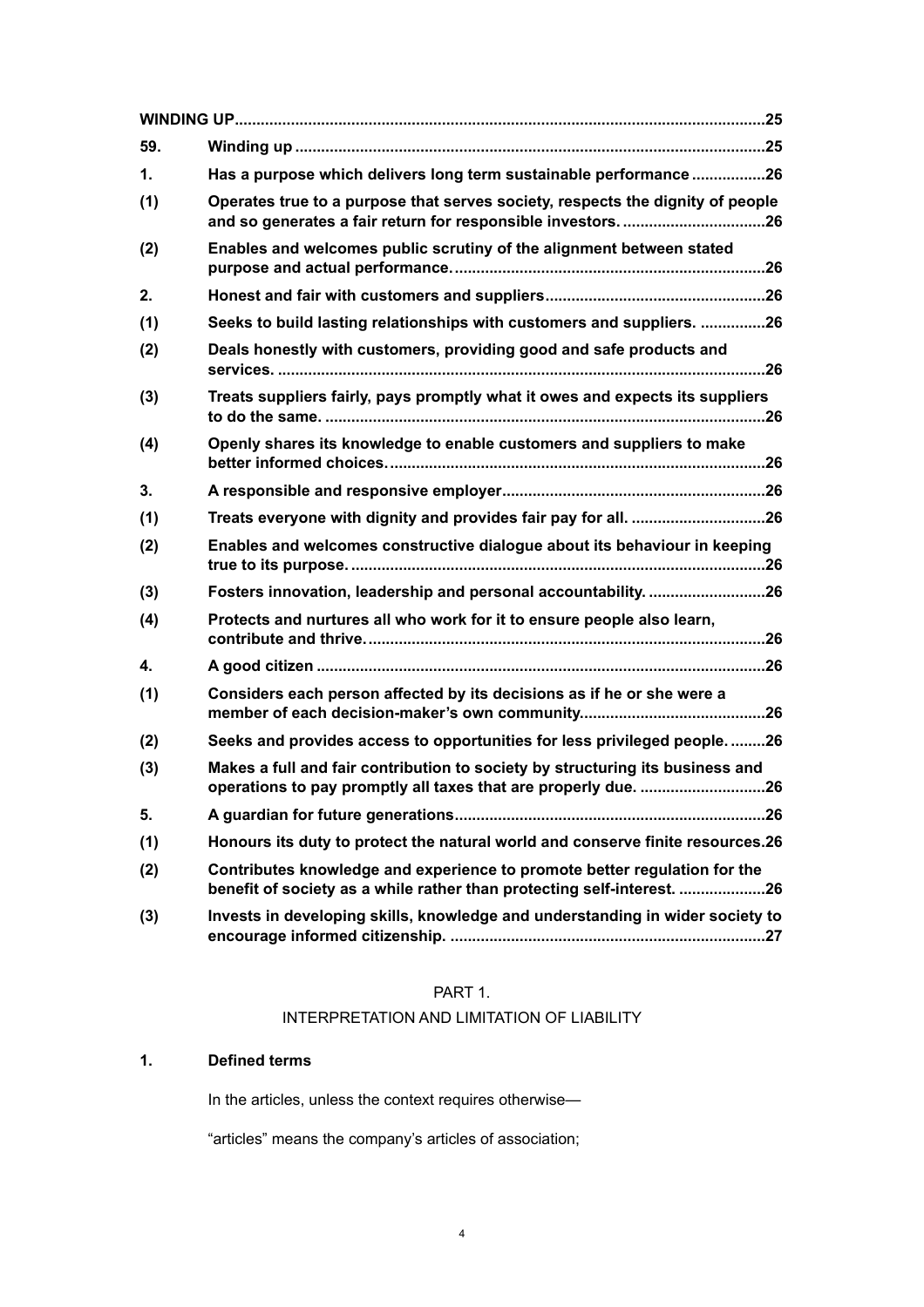| | | |
|---|---|---|
| **WINDING UP** | | **25** |
| **59.** | **Winding up** | **25** |
| **1.** | **Has a purpose which delivers long term sustainable performance** | **26** |
| **(1)** | **Operates true to a purpose that serves society, respects the dignity of people and so generates a fair return for responsible investors.** | **26** |
| **(2)** | **Enables and welcomes public scrutiny of the alignment between stated purpose and actual performance.** | **26** |
| **2.** | **Honest and fair with customers and suppliers** | **26** |
| **(1)** | **Seeks to build lasting relationships with customers and suppliers.** | **26** |
| **(2)** | **Deals honestly with customers, providing good and safe products and services.** | **26** |
| **(3)** | **Treats suppliers fairly, pays promptly what it owes and expects its suppliers to do the same.** | **26** |
| **(4)** | **Openly shares its knowledge to enable customers and suppliers to make better informed choices.** | **26** |
| **3.** | **A responsible and responsive employer** | **26** |
| **(1)** | **Treats everyone with dignity and provides fair pay for all.** | **26** |
| **(2)** | **Enables and welcomes constructive dialogue about its behaviour in keeping true to its purpose.** | **26** |
| **(3)** | **Fosters innovation, leadership and personal accountability.** | **26** |
| **(4)** | **Protects and nurtures all who work for it to ensure people also learn, contribute and thrive.** | **26** |
| **4.** | **A good citizen** | **26** |
| **(1)** | **Considers each person affected by its decisions as if he or she were a member of each decision-maker's own community.** | **26** |
| **(2)** | **Seeks and provides access to opportunities for less privileged people.** | **26** |
| **(3)** | **Makes a full and fair contribution to society by structuring its business and operations to pay promptly all taxes that are properly due.** | **26** |
| **5.** | **A guardian for future generations** | **26** |
| **(1)** | **Honours its duty to protect the natural world and conserve finite resources.** | **26** |
| **(2)** | **Contributes knowledge and experience to promote better regulation for the benefit of society as a while rather than protecting self-interest.** | **26** |
| **(3)** | **Invests in developing skills, knowledge and understanding in wider society to encourage informed citizenship.** | **27** |

## PART 1.

## INTERPRETATION AND LIMITATION OF LIABILITY

### 1. Defined terms

In the articles, unless the context requires otherwise—

"articles" means the company's articles of association;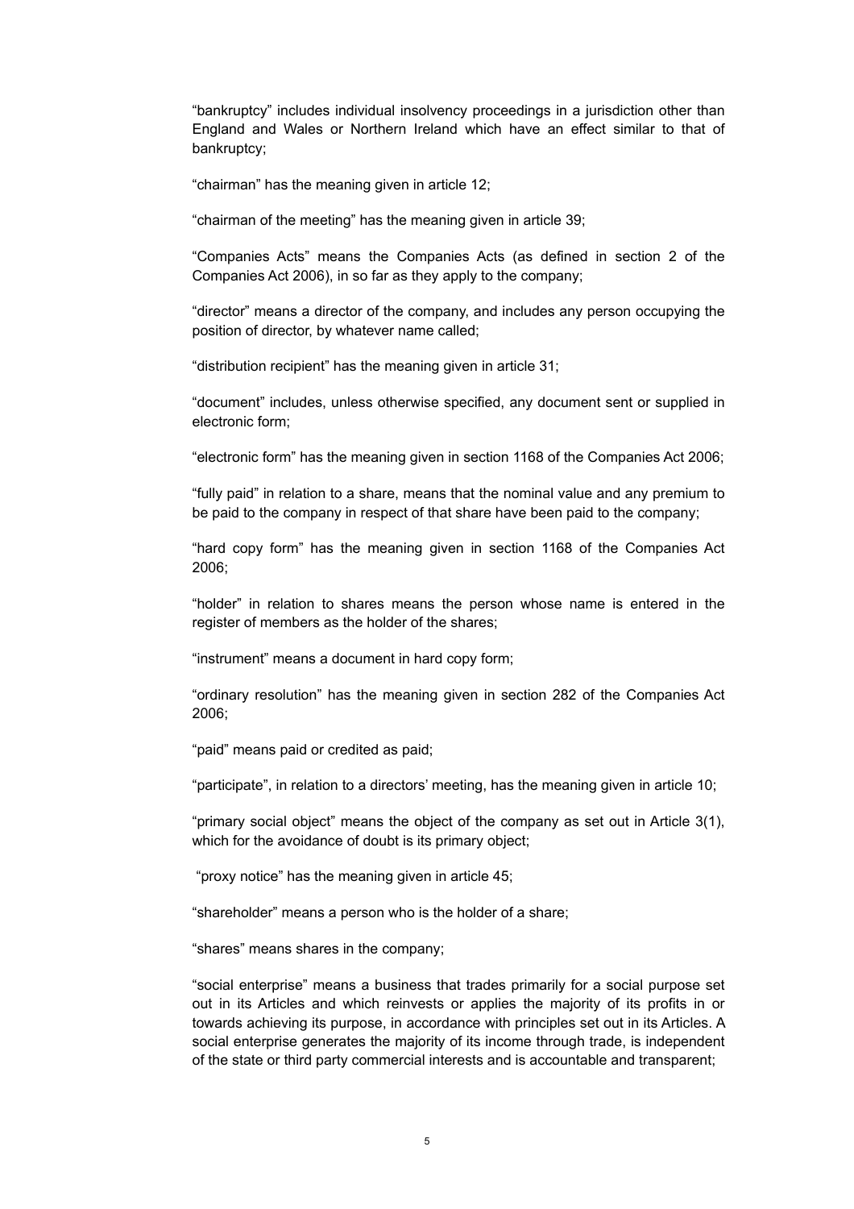“bankruptcy” includes individual insolvency proceedings in a jurisdiction other than England and Wales or Northern Ireland which have an effect similar to that of bankruptcy;

“chairman” has the meaning given in article 12;

“chairman of the meeting” has the meaning given in article 39;

“Companies Acts” means the Companies Acts (as defined in section 2 of the Companies Act 2006), in so far as they apply to the company;

“director” means a director of the company, and includes any person occupying the position of director, by whatever name called;

“distribution recipient” has the meaning given in article 31;

“document” includes, unless otherwise specified, any document sent or supplied in electronic form;

“electronic form” has the meaning given in section 1168 of the Companies Act 2006;

“fully paid” in relation to a share, means that the nominal value and any premium to be paid to the company in respect of that share have been paid to the company;

“hard copy form” has the meaning given in section 1168 of the Companies Act 2006;

“holder” in relation to shares means the person whose name is entered in the register of members as the holder of the shares;

“instrument” means a document in hard copy form;

“ordinary resolution” has the meaning given in section 282 of the Companies Act 2006;

“paid” means paid or credited as paid;

“participate”, in relation to a directors’ meeting, has the meaning given in article 10;

“primary social object” means the object of the company as set out in Article 3(1), which for the avoidance of doubt is its primary object;

“proxy notice” has the meaning given in article 45;

“shareholder” means a person who is the holder of a share;

“shares” means shares in the company;

“social enterprise” means a business that trades primarily for a social purpose set out in its Articles and which reinvests or applies the majority of its profits in or towards achieving its purpose, in accordance with principles set out in its Articles. A social enterprise generates the majority of its income through trade, is independent of the state or third party commercial interests and is accountable and transparent;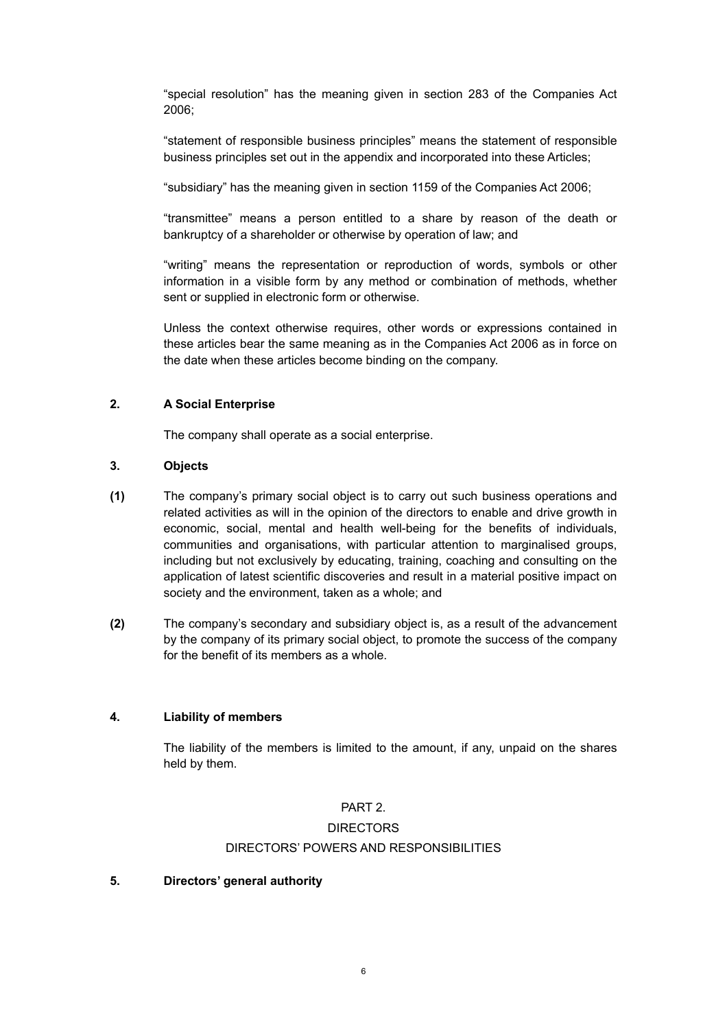"special resolution" has the meaning given in section 283 of the Companies Act 2006;

"statement of responsible business principles" means the statement of responsible business principles set out in the appendix and incorporated into these Articles;

"subsidiary" has the meaning given in section 1159 of the Companies Act 2006;

"transmittee" means a person entitled to a share by reason of the death or bankruptcy of a shareholder or otherwise by operation of law; and

"writing" means the representation or reproduction of words, symbols or other information in a visible form by any method or combination of methods, whether sent or supplied in electronic form or otherwise.

Unless the context otherwise requires, other words or expressions contained in these articles bear the same meaning as in the Companies Act 2006 as in force on the date when these articles become binding on the company.

**2. A Social Enterprise**

The company shall operate as a social enterprise.

**3. Objects**

**(1)** The company's primary social object is to carry out such business operations and related activities as will in the opinion of the directors to enable and drive growth in economic, social, mental and health well-being for the benefits of individuals, communities and organisations, with particular attention to marginalised groups, including but not exclusively by educating, training, coaching and consulting on the application of latest scientific discoveries and result in a material positive impact on society and the environment, taken as a whole; and

**(2)** The company's secondary and subsidiary object is, as a result of the advancement by the company of its primary social object, to promote the success of the company for the benefit of its members as a whole.

**4. Liability of members**

The liability of the members is limited to the amount, if any, unpaid on the shares held by them.

## PART 2.

## DIRECTORS

### DIRECTORS' POWERS AND RESPONSIBILITIES

**5. Directors' general authority**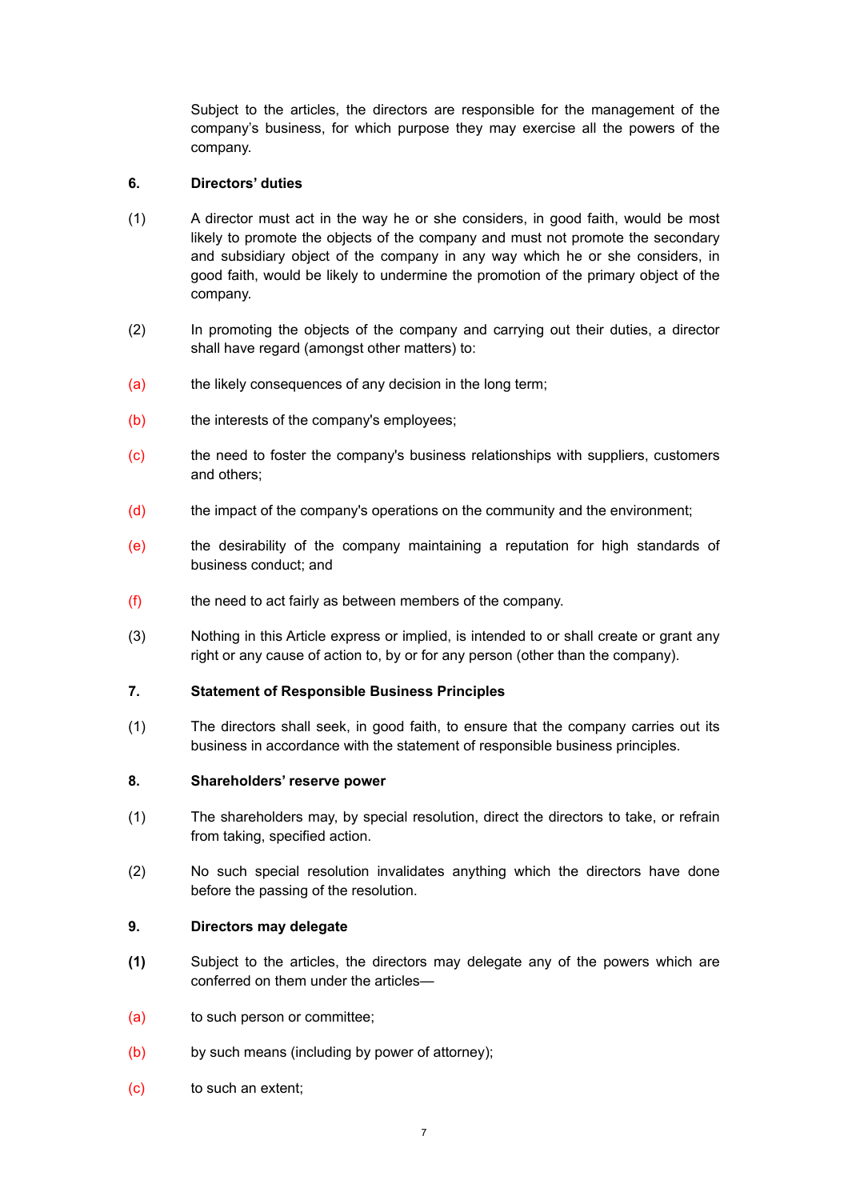Subject to the articles, the directors are responsible for the management of the company's business, for which purpose they may exercise all the powers of the company.

**6. Directors' duties**

(1) A director must act in the way he or she considers, in good faith, would be most likely to promote the objects of the company and must not promote the secondary and subsidiary object of the company in any way which he or she considers, in good faith, would be likely to undermine the promotion of the primary object of the company.

(2) In promoting the objects of the company and carrying out their duties, a director shall have regard (amongst other matters) to:

(a) the likely consequences of any decision in the long term;

(b) the interests of the company's employees;

(c) the need to foster the company's business relationships with suppliers, customers and others;

(d) the impact of the company's operations on the community and the environment;

(e) the desirability of the company maintaining a reputation for high standards of business conduct; and

(f) the need to act fairly as between members of the company.

(3) Nothing in this Article express or implied, is intended to or shall create or grant any right or any cause of action to, by or for any person (other than the company).

**7. Statement of Responsible Business Principles**

(1) The directors shall seek, in good faith, to ensure that the company carries out its business in accordance with the statement of responsible business principles.

**8. Shareholders' reserve power**

(1) The shareholders may, by special resolution, direct the directors to take, or refrain from taking, specified action.

(2) No such special resolution invalidates anything which the directors have done before the passing of the resolution.

**9. Directors may delegate**

**(1)** Subject to the articles, the directors may delegate any of the powers which are conferred on them under the articles—

(a) to such person or committee;

(b) by such means (including by power of attorney);

(c) to such an extent;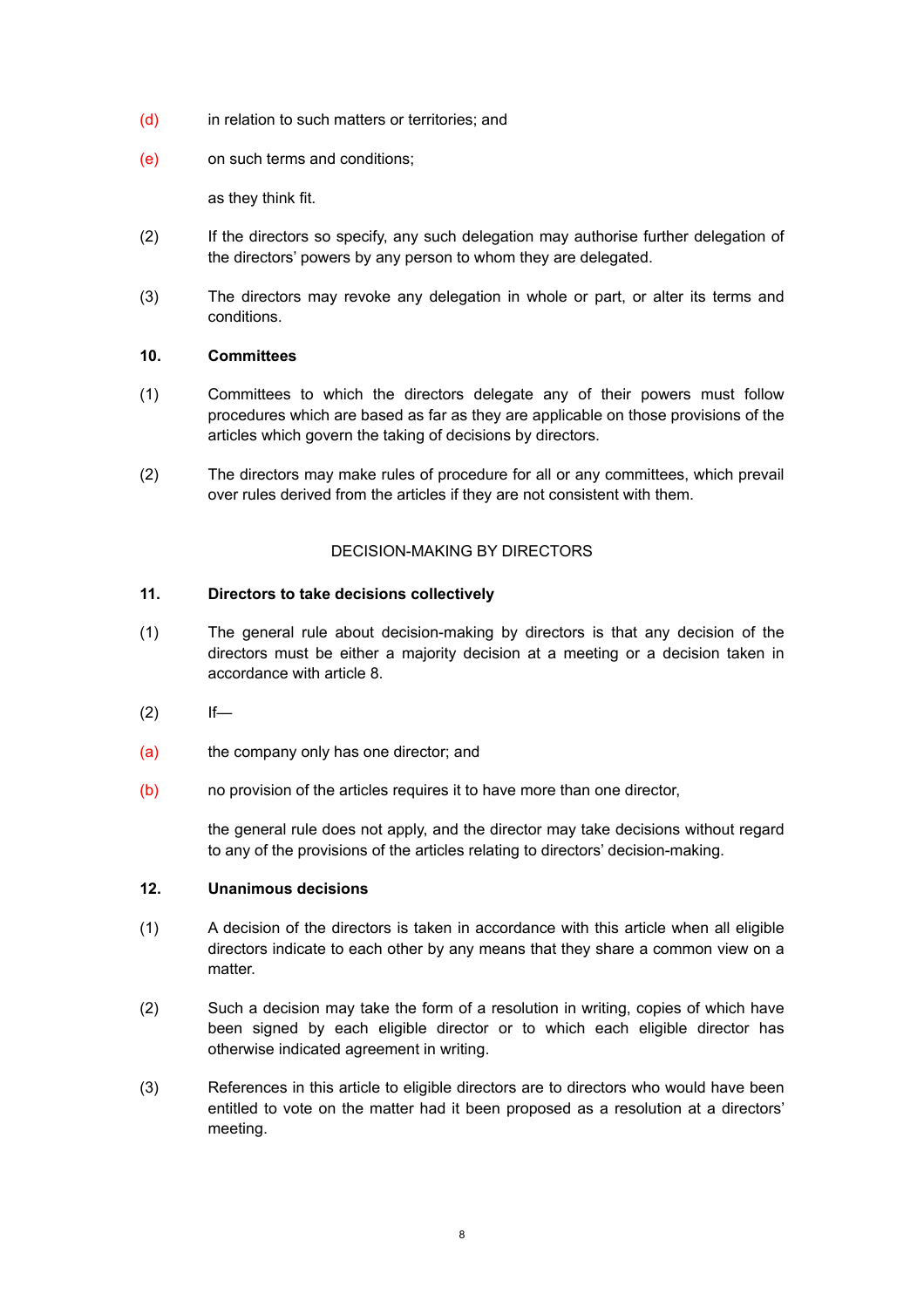(d) in relation to such matters or territories; and

(e) on such terms and conditions;

as they think fit.

(2) If the directors so specify, any such delegation may authorise further delegation of the directors' powers by any person to whom they are delegated.

(3) The directors may revoke any delegation in whole or part, or alter its terms and conditions.

**10. Committees**

(1) Committees to which the directors delegate any of their powers must follow procedures which are based as far as they are applicable on those provisions of the articles which govern the taking of decisions by directors.

(2) The directors may make rules of procedure for all or any committees, which prevail over rules derived from the articles if they are not consistent with them.

## DECISION-MAKING BY DIRECTORS

**11. Directors to take decisions collectively**

(1) The general rule about decision-making by directors is that any decision of the directors must be either a majority decision at a meeting or a decision taken in accordance with article 8.

(2) If—

(a) the company only has one director; and

(b) no provision of the articles requires it to have more than one director,

the general rule does not apply, and the director may take decisions without regard to any of the provisions of the articles relating to directors' decision-making.

**12. Unanimous decisions**

(1) A decision of the directors is taken in accordance with this article when all eligible directors indicate to each other by any means that they share a common view on a matter.

(2) Such a decision may take the form of a resolution in writing, copies of which have been signed by each eligible director or to which each eligible director has otherwise indicated agreement in writing.

(3) References in this article to eligible directors are to directors who would have been entitled to vote on the matter had it been proposed as a resolution at a directors' meeting.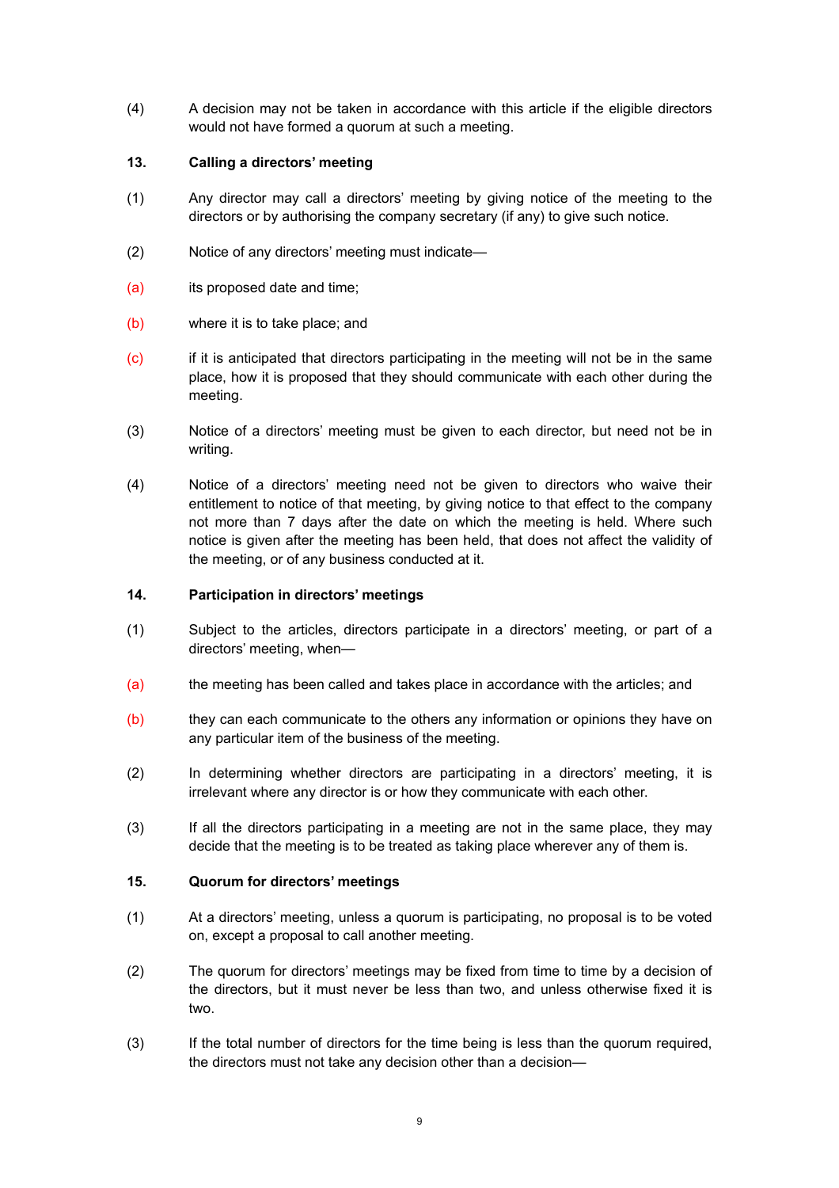(4) A decision may not be taken in accordance with this article if the eligible directors would not have formed a quorum at such a meeting.

### 13. Calling a directors' meeting

(1) Any director may call a directors' meeting by giving notice of the meeting to the directors or by authorising the company secretary (if any) to give such notice.

(2) Notice of any directors' meeting must indicate—

(a) its proposed date and time;

(b) where it is to take place; and

(c) if it is anticipated that directors participating in the meeting will not be in the same place, how it is proposed that they should communicate with each other during the meeting.

(3) Notice of a directors' meeting must be given to each director, but need not be in writing.

(4) Notice of a directors' meeting need not be given to directors who waive their entitlement to notice of that meeting, by giving notice to that effect to the company not more than 7 days after the date on which the meeting is held. Where such notice is given after the meeting has been held, that does not affect the validity of the meeting, or of any business conducted at it.

### 14. Participation in directors' meetings

(1) Subject to the articles, directors participate in a directors' meeting, or part of a directors' meeting, when—

(a) the meeting has been called and takes place in accordance with the articles; and

(b) they can each communicate to the others any information or opinions they have on any particular item of the business of the meeting.

(2) In determining whether directors are participating in a directors' meeting, it is irrelevant where any director is or how they communicate with each other.

(3) If all the directors participating in a meeting are not in the same place, they may decide that the meeting is to be treated as taking place wherever any of them is.

### 15. Quorum for directors' meetings

(1) At a directors' meeting, unless a quorum is participating, no proposal is to be voted on, except a proposal to call another meeting.

(2) The quorum for directors' meetings may be fixed from time to time by a decision of the directors, but it must never be less than two, and unless otherwise fixed it is two.

(3) If the total number of directors for the time being is less than the quorum required, the directors must not take any decision other than a decision—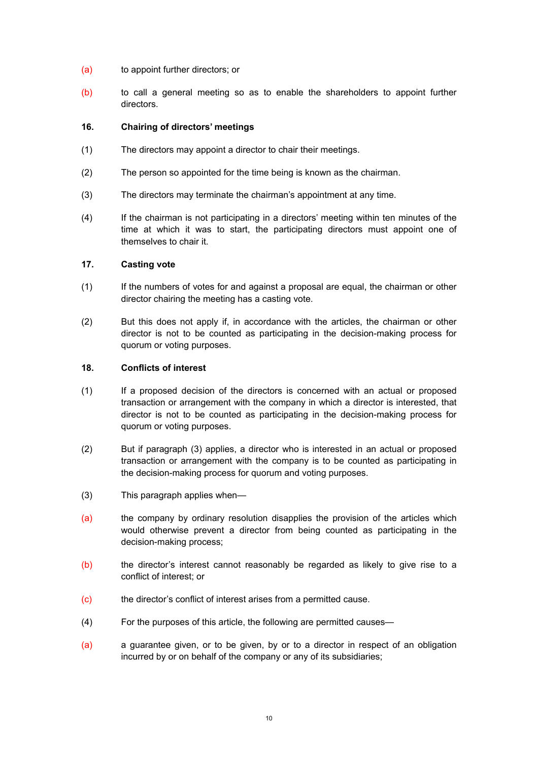(a) to appoint further directors; or

(b) to call a general meeting so as to enable the shareholders to appoint further directors.

### 16. Chairing of directors' meetings

(1) The directors may appoint a director to chair their meetings.

(2) The person so appointed for the time being is known as the chairman.

(3) The directors may terminate the chairman's appointment at any time.

(4) If the chairman is not participating in a directors' meeting within ten minutes of the time at which it was to start, the participating directors must appoint one of themselves to chair it.

### 17. Casting vote

(1) If the numbers of votes for and against a proposal are equal, the chairman or other director chairing the meeting has a casting vote.

(2) But this does not apply if, in accordance with the articles, the chairman or other director is not to be counted as participating in the decision-making process for quorum or voting purposes.

### 18. Conflicts of interest

(1) If a proposed decision of the directors is concerned with an actual or proposed transaction or arrangement with the company in which a director is interested, that director is not to be counted as participating in the decision-making process for quorum or voting purposes.

(2) But if paragraph (3) applies, a director who is interested in an actual or proposed transaction or arrangement with the company is to be counted as participating in the decision-making process for quorum and voting purposes.

(3) This paragraph applies when—

(a) the company by ordinary resolution disapplies the provision of the articles which would otherwise prevent a director from being counted as participating in the decision-making process;

(b) the director's interest cannot reasonably be regarded as likely to give rise to a conflict of interest; or

(c) the director's conflict of interest arises from a permitted cause.

(4) For the purposes of this article, the following are permitted causes—

(a) a guarantee given, or to be given, by or to a director in respect of an obligation incurred by or on behalf of the company or any of its subsidiaries;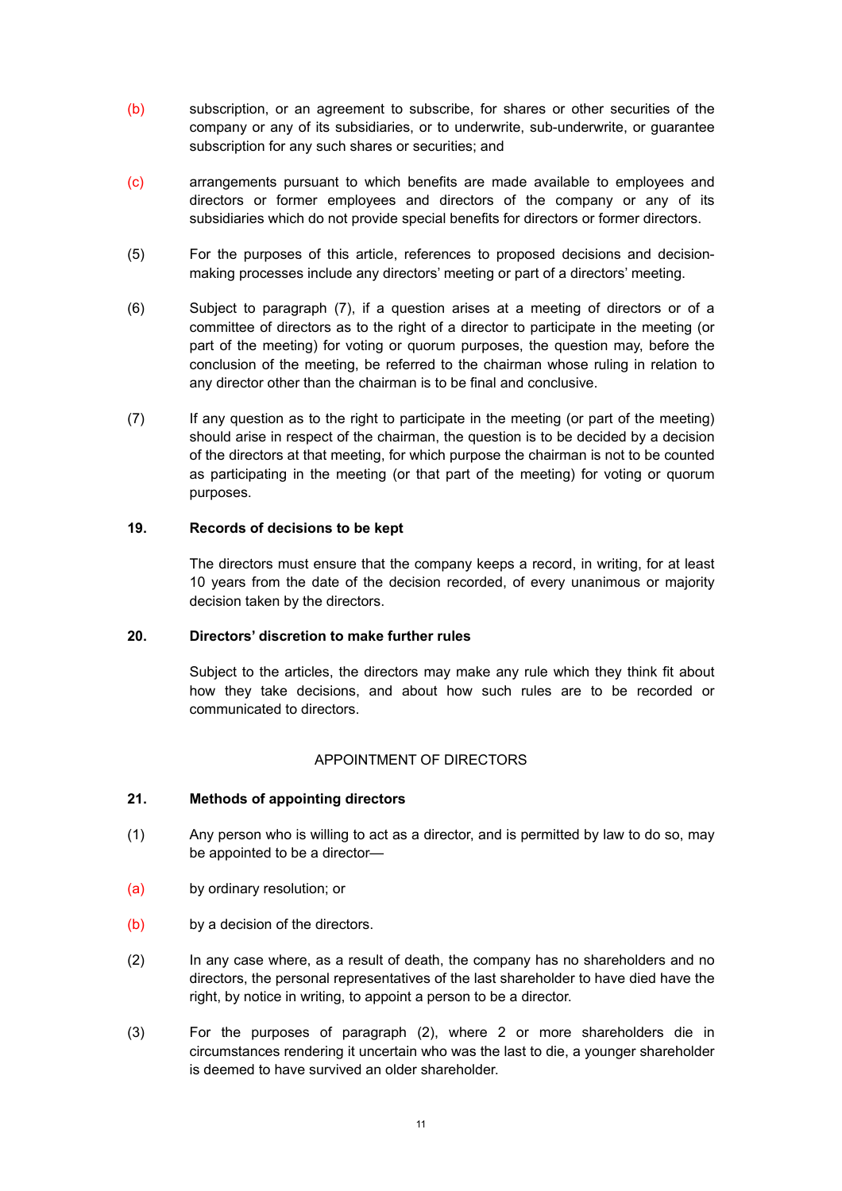(b) subscription, or an agreement to subscribe, for shares or other securities of the company or any of its subsidiaries, or to underwrite, sub-underwrite, or guarantee subscription for any such shares or securities; and

(c) arrangements pursuant to which benefits are made available to employees and directors or former employees and directors of the company or any of its subsidiaries which do not provide special benefits for directors or former directors.

(5) For the purposes of this article, references to proposed decisions and decision-making processes include any directors' meeting or part of a directors' meeting.

(6) Subject to paragraph (7), if a question arises at a meeting of directors or of a committee of directors as to the right of a director to participate in the meeting (or part of the meeting) for voting or quorum purposes, the question may, before the conclusion of the meeting, be referred to the chairman whose ruling in relation to any director other than the chairman is to be final and conclusive.

(7) If any question as to the right to participate in the meeting (or part of the meeting) should arise in respect of the chairman, the question is to be decided by a decision of the directors at that meeting, for which purpose the chairman is not to be counted as participating in the meeting (or that part of the meeting) for voting or quorum purposes.

**19. Records of decisions to be kept**

The directors must ensure that the company keeps a record, in writing, for at least 10 years from the date of the decision recorded, of every unanimous or majority decision taken by the directors.

**20. Directors' discretion to make further rules**

Subject to the articles, the directors may make any rule which they think fit about how they take decisions, and about how such rules are to be recorded or communicated to directors.

## APPOINTMENT OF DIRECTORS

**21. Methods of appointing directors**

(1) Any person who is willing to act as a director, and is permitted by law to do so, may be appointed to be a director—

(a) by ordinary resolution; or

(b) by a decision of the directors.

(2) In any case where, as a result of death, the company has no shareholders and no directors, the personal representatives of the last shareholder to have died have the right, by notice in writing, to appoint a person to be a director.

(3) For the purposes of paragraph (2), where 2 or more shareholders die in circumstances rendering it uncertain who was the last to die, a younger shareholder is deemed to have survived an older shareholder.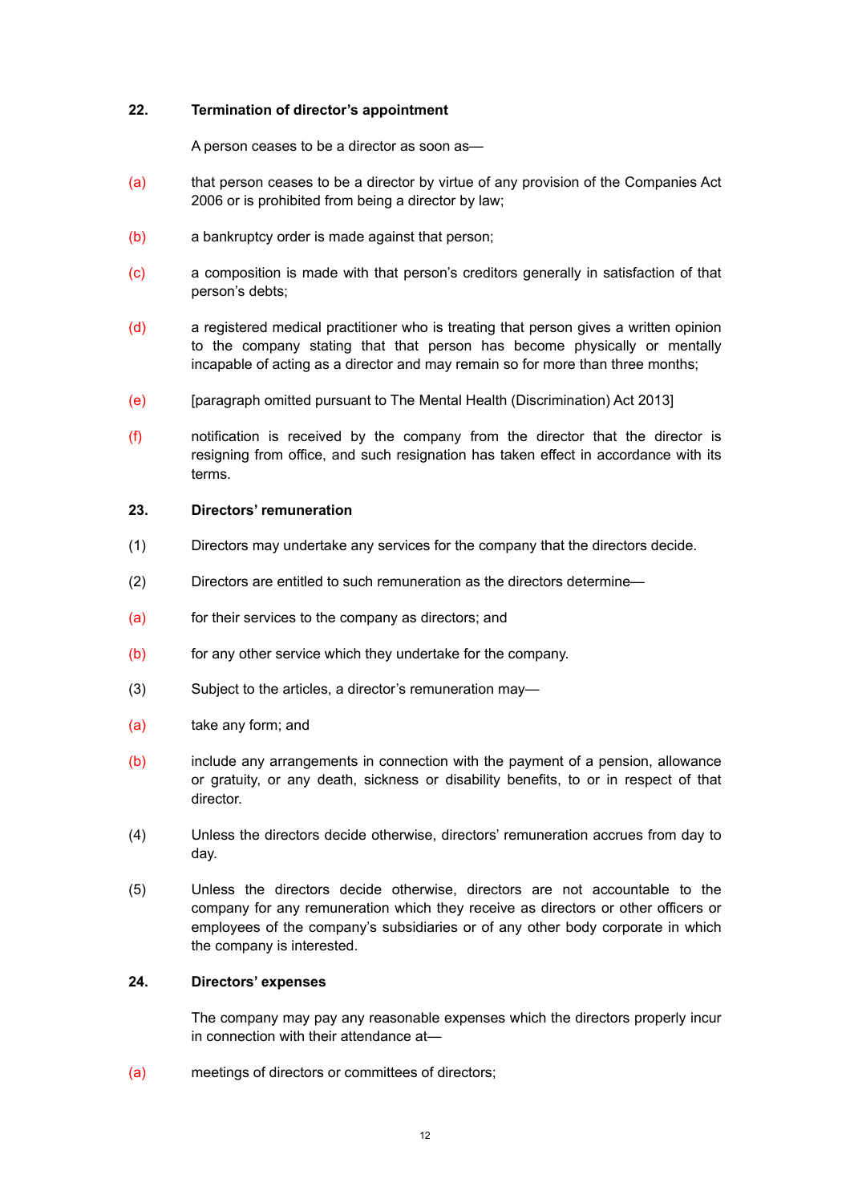## 22. Termination of director's appointment

A person ceases to be a director as soon as—

(a) that person ceases to be a director by virtue of any provision of the Companies Act 2006 or is prohibited from being a director by law;

(b) a bankruptcy order is made against that person;

(c) a composition is made with that person's creditors generally in satisfaction of that person's debts;

(d) a registered medical practitioner who is treating that person gives a written opinion to the company stating that that person has become physically or mentally incapable of acting as a director and may remain so for more than three months;

(e) [paragraph omitted pursuant to The Mental Health (Discrimination) Act 2013]

(f) notification is received by the company from the director that the director is resigning from office, and such resignation has taken effect in accordance with its terms.

## 23. Directors' remuneration

(1) Directors may undertake any services for the company that the directors decide.

(2) Directors are entitled to such remuneration as the directors determine—

(a) for their services to the company as directors; and

(b) for any other service which they undertake for the company.

(3) Subject to the articles, a director's remuneration may—

(a) take any form; and

(b) include any arrangements in connection with the payment of a pension, allowance or gratuity, or any death, sickness or disability benefits, to or in respect of that director.

(4) Unless the directors decide otherwise, directors' remuneration accrues from day to day.

(5) Unless the directors decide otherwise, directors are not accountable to the company for any remuneration which they receive as directors or other officers or employees of the company's subsidiaries or of any other body corporate in which the company is interested.

## 24. Directors' expenses

The company may pay any reasonable expenses which the directors properly incur in connection with their attendance at—

(a) meetings of directors or committees of directors;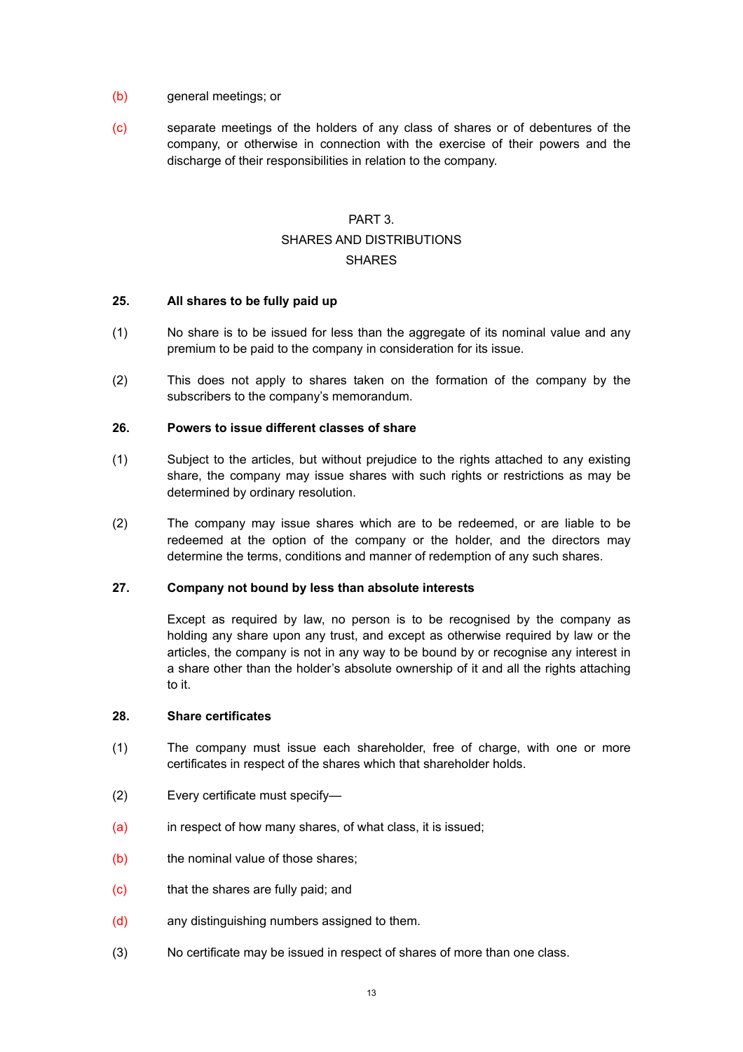(b) general meetings; or

(c) separate meetings of the holders of any class of shares or of debentures of the company, or otherwise in connection with the exercise of their powers and the discharge of their responsibilities in relation to the company.

PART 3.

SHARES AND DISTRIBUTIONS

SHARES

**25. All shares to be fully paid up**

(1) No share is to be issued for less than the aggregate of its nominal value and any premium to be paid to the company in consideration for its issue.

(2) This does not apply to shares taken on the formation of the company by the subscribers to the company's memorandum.

**26. Powers to issue different classes of share**

(1) Subject to the articles, but without prejudice to the rights attached to any existing share, the company may issue shares with such rights or restrictions as may be determined by ordinary resolution.

(2) The company may issue shares which are to be redeemed, or are liable to be redeemed at the option of the company or the holder, and the directors may determine the terms, conditions and manner of redemption of any such shares.

**27. Company not bound by less than absolute interests**

Except as required by law, no person is to be recognised by the company as holding any share upon any trust, and except as otherwise required by law or the articles, the company is not in any way to be bound by or recognise any interest in a share other than the holder's absolute ownership of it and all the rights attaching to it.

**28. Share certificates**

(1) The company must issue each shareholder, free of charge, with one or more certificates in respect of the shares which that shareholder holds.

(2) Every certificate must specify—

(a) in respect of how many shares, of what class, it is issued;

(b) the nominal value of those shares;

(c) that the shares are fully paid; and

(d) any distinguishing numbers assigned to them.

(3) No certificate may be issued in respect of shares of more than one class.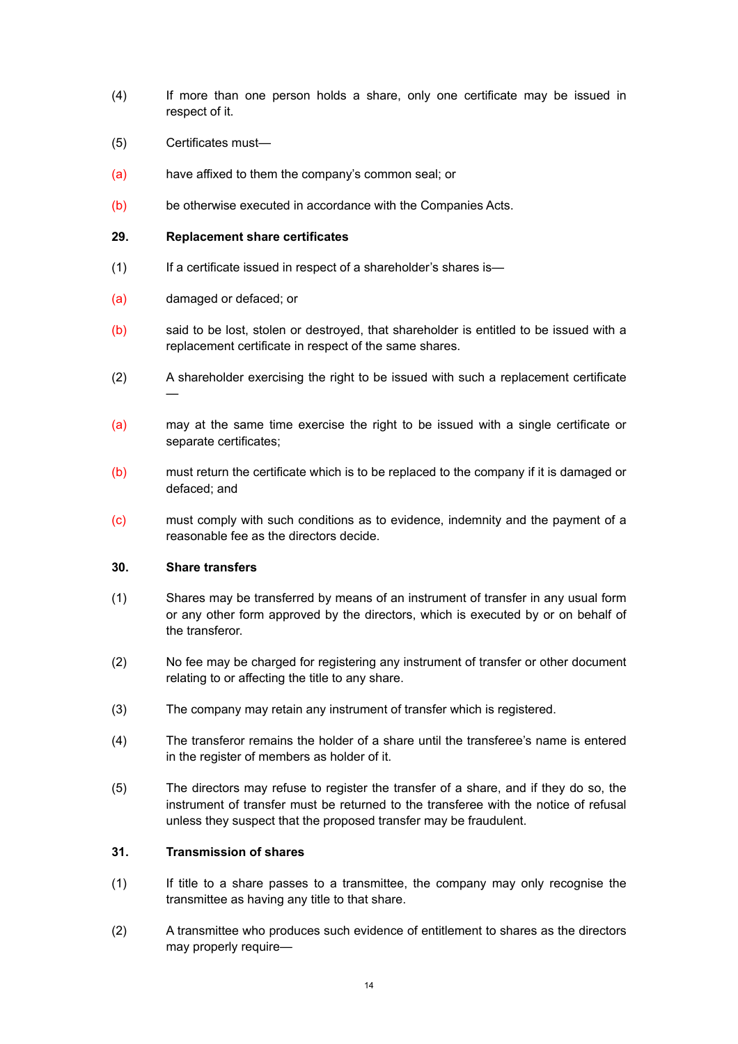(4) If more than one person holds a share, only one certificate may be issued in respect of it.

(5) Certificates must—

(a) have affixed to them the company's common seal; or

(b) be otherwise executed in accordance with the Companies Acts.

**29. Replacement share certificates**

(1) If a certificate issued in respect of a shareholder's shares is—

(a) damaged or defaced; or

(b) said to be lost, stolen or destroyed, that shareholder is entitled to be issued with a replacement certificate in respect of the same shares.

(2) A shareholder exercising the right to be issued with such a replacement certificate —

(a) may at the same time exercise the right to be issued with a single certificate or separate certificates;

(b) must return the certificate which is to be replaced to the company if it is damaged or defaced; and

(c) must comply with such conditions as to evidence, indemnity and the payment of a reasonable fee as the directors decide.

**30. Share transfers**

(1) Shares may be transferred by means of an instrument of transfer in any usual form or any other form approved by the directors, which is executed by or on behalf of the transferor.

(2) No fee may be charged for registering any instrument of transfer or other document relating to or affecting the title to any share.

(3) The company may retain any instrument of transfer which is registered.

(4) The transferor remains the holder of a share until the transferee's name is entered in the register of members as holder of it.

(5) The directors may refuse to register the transfer of a share, and if they do so, the instrument of transfer must be returned to the transferee with the notice of refusal unless they suspect that the proposed transfer may be fraudulent.

**31. Transmission of shares**

(1) If title to a share passes to a transmittee, the company may only recognise the transmittee as having any title to that share.

(2) A transmittee who produces such evidence of entitlement to shares as the directors may properly require—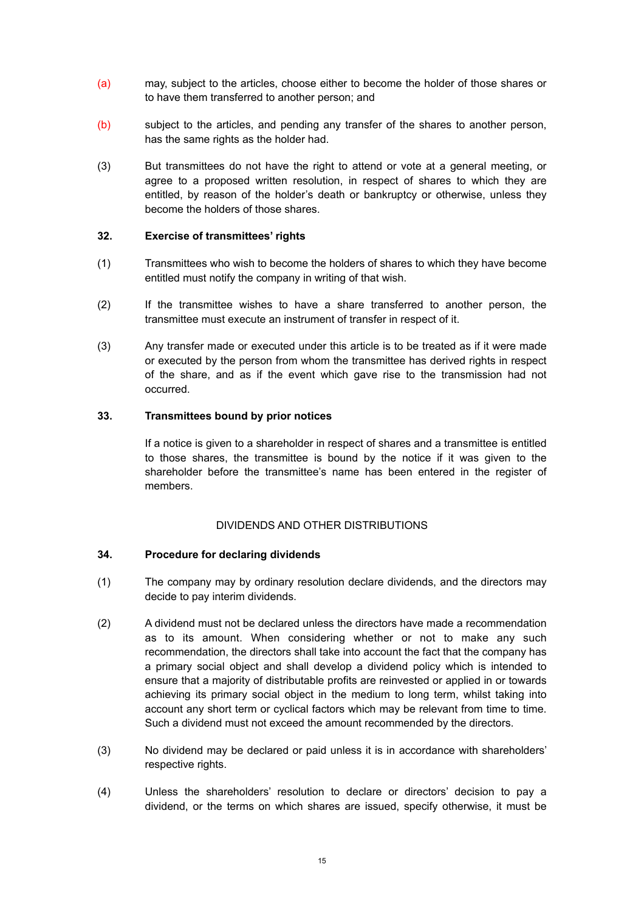(a) may, subject to the articles, choose either to become the holder of those shares or to have them transferred to another person; and

(b) subject to the articles, and pending any transfer of the shares to another person, has the same rights as the holder had.

(3) But transmittees do not have the right to attend or vote at a general meeting, or agree to a proposed written resolution, in respect of shares to which they are entitled, by reason of the holder's death or bankruptcy or otherwise, unless they become the holders of those shares.

**32. Exercise of transmittees' rights**

(1) Transmittees who wish to become the holders of shares to which they have become entitled must notify the company in writing of that wish.

(2) If the transmittee wishes to have a share transferred to another person, the transmittee must execute an instrument of transfer in respect of it.

(3) Any transfer made or executed under this article is to be treated as if it were made or executed by the person from whom the transmittee has derived rights in respect of the share, and as if the event which gave rise to the transmission had not occurred.

**33. Transmittees bound by prior notices**

If a notice is given to a shareholder in respect of shares and a transmittee is entitled to those shares, the transmittee is bound by the notice if it was given to the shareholder before the transmittee's name has been entered in the register of members.

DIVIDENDS AND OTHER DISTRIBUTIONS

**34. Procedure for declaring dividends**

(1) The company may by ordinary resolution declare dividends, and the directors may decide to pay interim dividends.

(2) A dividend must not be declared unless the directors have made a recommendation as to its amount. When considering whether or not to make any such recommendation, the directors shall take into account the fact that the company has a primary social object and shall develop a dividend policy which is intended to ensure that a majority of distributable profits are reinvested or applied in or towards achieving its primary social object in the medium to long term, whilst taking into account any short term or cyclical factors which may be relevant from time to time. Such a dividend must not exceed the amount recommended by the directors.

(3) No dividend may be declared or paid unless it is in accordance with shareholders' respective rights.

(4) Unless the shareholders' resolution to declare or directors' decision to pay a dividend, or the terms on which shares are issued, specify otherwise, it must be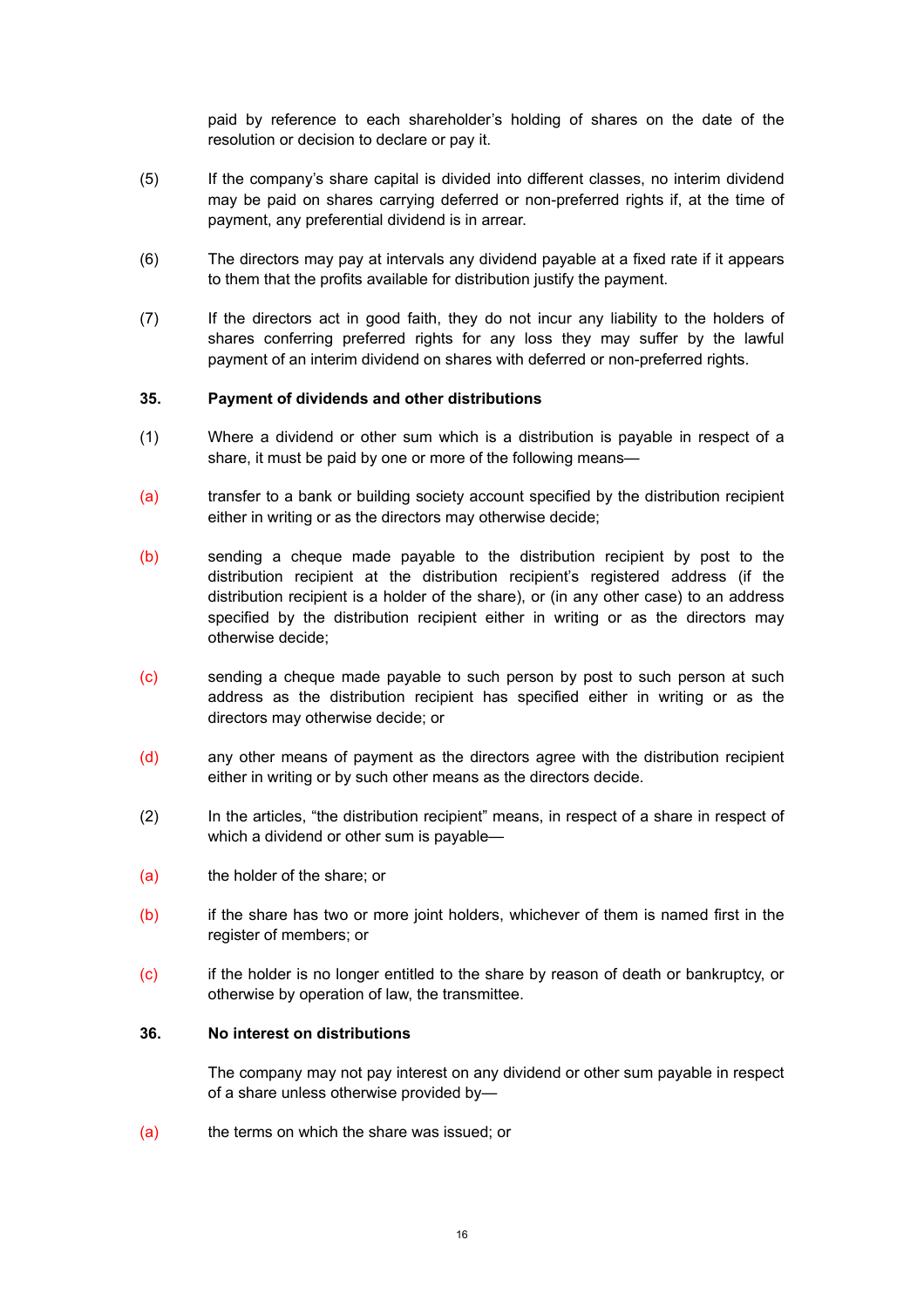paid by reference to each shareholder's holding of shares on the date of the resolution or decision to declare or pay it.

(5) If the company's share capital is divided into different classes, no interim dividend may be paid on shares carrying deferred or non-preferred rights if, at the time of payment, any preferential dividend is in arrear.

(6) The directors may pay at intervals any dividend payable at a fixed rate if it appears to them that the profits available for distribution justify the payment.

(7) If the directors act in good faith, they do not incur any liability to the holders of shares conferring preferred rights for any loss they may suffer by the lawful payment of an interim dividend on shares with deferred or non-preferred rights.

**35. Payment of dividends and other distributions**

(1) Where a dividend or other sum which is a distribution is payable in respect of a share, it must be paid by one or more of the following means—

(a) transfer to a bank or building society account specified by the distribution recipient either in writing or as the directors may otherwise decide;

(b) sending a cheque made payable to the distribution recipient by post to the distribution recipient at the distribution recipient's registered address (if the distribution recipient is a holder of the share), or (in any other case) to an address specified by the distribution recipient either in writing or as the directors may otherwise decide;

(c) sending a cheque made payable to such person by post to such person at such address as the distribution recipient has specified either in writing or as the directors may otherwise decide; or

(d) any other means of payment as the directors agree with the distribution recipient either in writing or by such other means as the directors decide.

(2) In the articles, "the distribution recipient" means, in respect of a share in respect of which a dividend or other sum is payable—

(a) the holder of the share; or

(b) if the share has two or more joint holders, whichever of them is named first in the register of members; or

(c) if the holder is no longer entitled to the share by reason of death or bankruptcy, or otherwise by operation of law, the transmittee.

**36. No interest on distributions**

The company may not pay interest on any dividend or other sum payable in respect of a share unless otherwise provided by—

(a) the terms on which the share was issued; or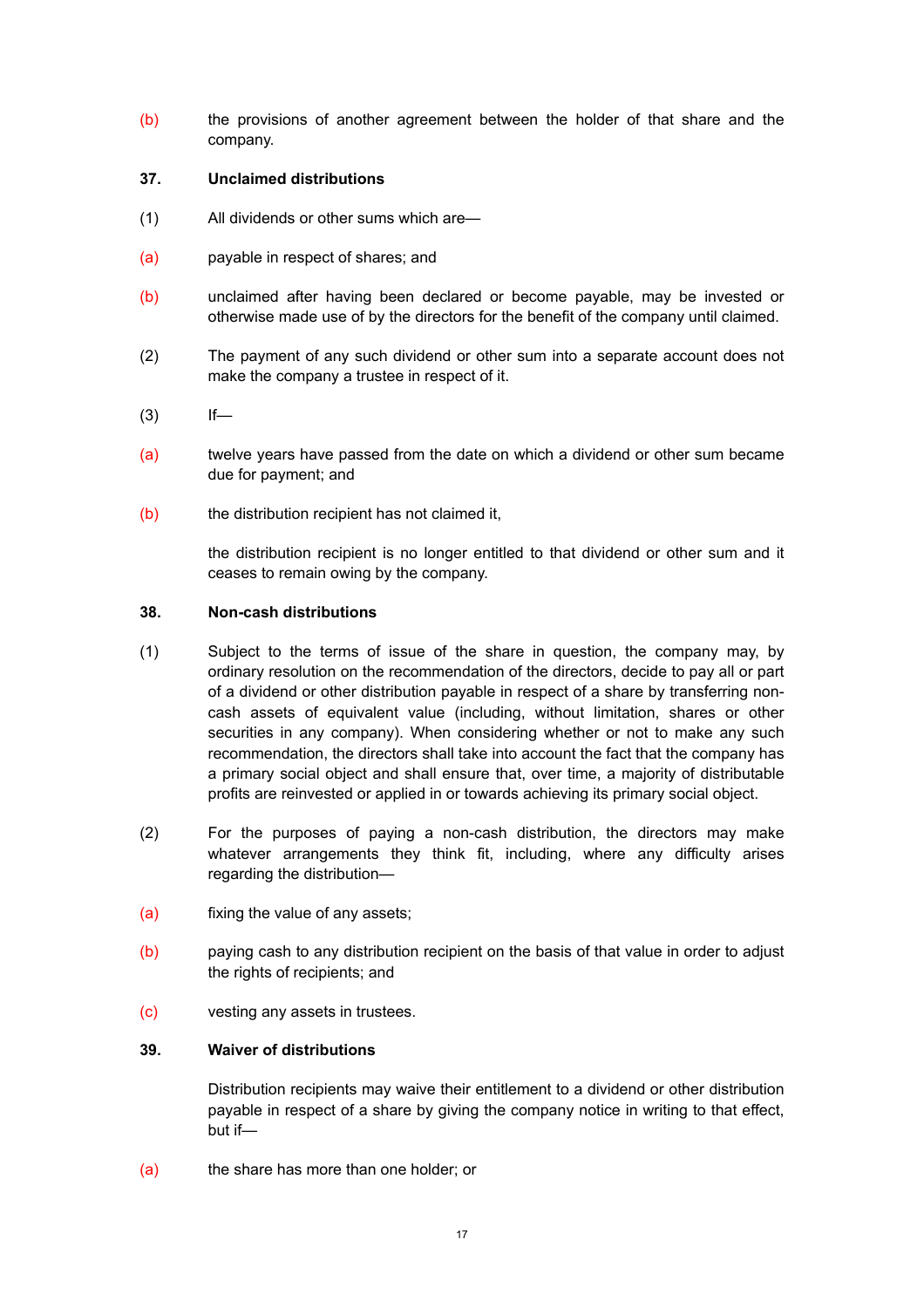(b) the provisions of another agreement between the holder of that share and the company.

**37. Unclaimed distributions**

(1) All dividends or other sums which are—

(a) payable in respect of shares; and

(b) unclaimed after having been declared or become payable, may be invested or otherwise made use of by the directors for the benefit of the company until claimed.

(2) The payment of any such dividend or other sum into a separate account does not make the company a trustee in respect of it.

(3) If—

(a) twelve years have passed from the date on which a dividend or other sum became due for payment; and

(b) the distribution recipient has not claimed it,

the distribution recipient is no longer entitled to that dividend or other sum and it ceases to remain owing by the company.

**38. Non-cash distributions**

(1) Subject to the terms of issue of the share in question, the company may, by ordinary resolution on the recommendation of the directors, decide to pay all or part of a dividend or other distribution payable in respect of a share by transferring non-cash assets of equivalent value (including, without limitation, shares or other securities in any company). When considering whether or not to make any such recommendation, the directors shall take into account the fact that the company has a primary social object and shall ensure that, over time, a majority of distributable profits are reinvested or applied in or towards achieving its primary social object.

(2) For the purposes of paying a non-cash distribution, the directors may make whatever arrangements they think fit, including, where any difficulty arises regarding the distribution—

(a) fixing the value of any assets;

(b) paying cash to any distribution recipient on the basis of that value in order to adjust the rights of recipients; and

(c) vesting any assets in trustees.

**39. Waiver of distributions**

Distribution recipients may waive their entitlement to a dividend or other distribution payable in respect of a share by giving the company notice in writing to that effect, but if—

(a) the share has more than one holder; or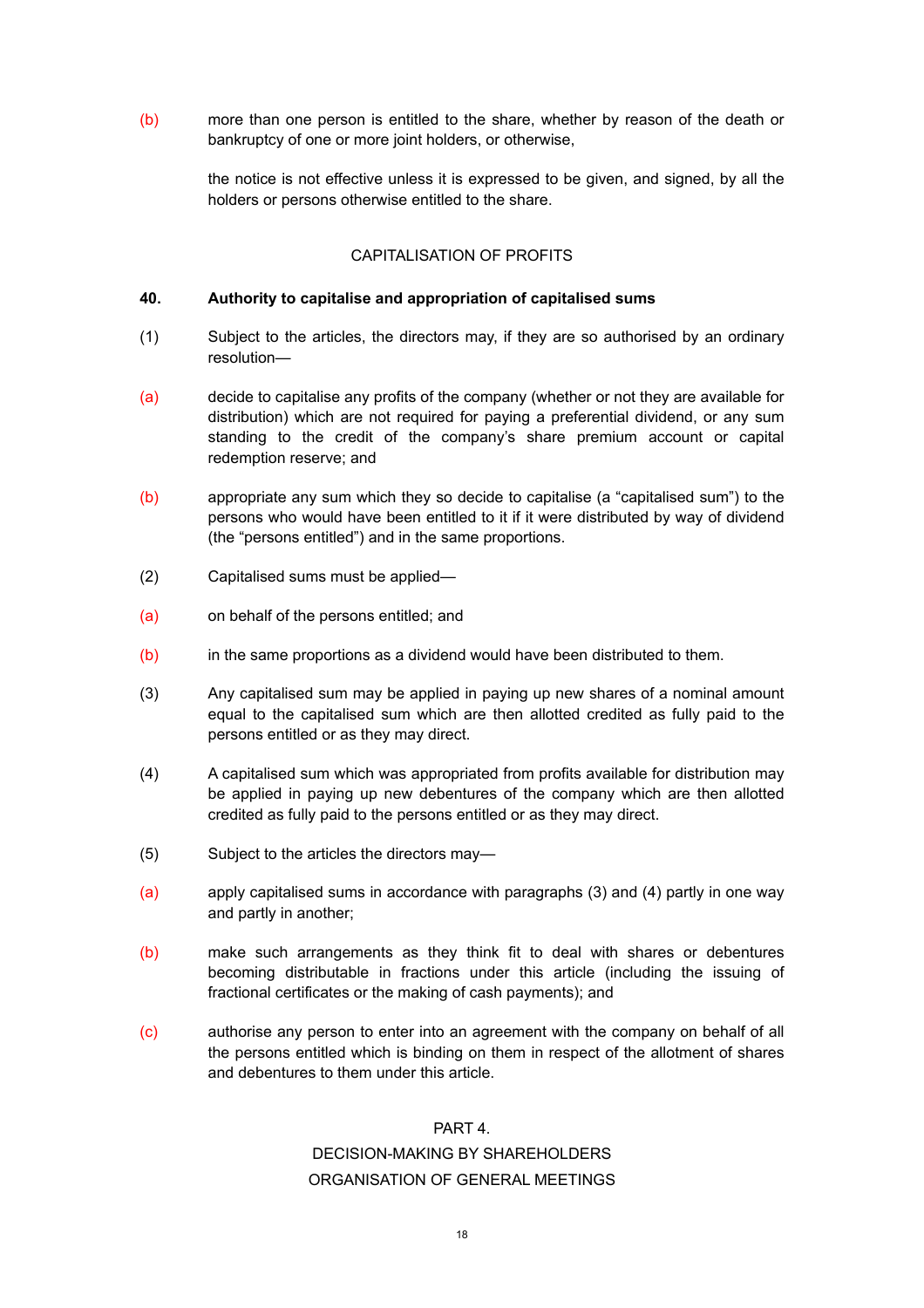(b) more than one person is entitled to the share, whether by reason of the death or bankruptcy of one or more joint holders, or otherwise,

the notice is not effective unless it is expressed to be given, and signed, by all the holders or persons otherwise entitled to the share.

CAPITALISATION OF PROFITS

**40. Authority to capitalise and appropriation of capitalised sums**

(1) Subject to the articles, the directors may, if they are so authorised by an ordinary resolution—

(a) decide to capitalise any profits of the company (whether or not they are available for distribution) which are not required for paying a preferential dividend, or any sum standing to the credit of the company's share premium account or capital redemption reserve; and

(b) appropriate any sum which they so decide to capitalise (a "capitalised sum") to the persons who would have been entitled to it if it were distributed by way of dividend (the "persons entitled") and in the same proportions.

(2) Capitalised sums must be applied—

(a) on behalf of the persons entitled; and

(b) in the same proportions as a dividend would have been distributed to them.

(3) Any capitalised sum may be applied in paying up new shares of a nominal amount equal to the capitalised sum which are then allotted credited as fully paid to the persons entitled or as they may direct.

(4) A capitalised sum which was appropriated from profits available for distribution may be applied in paying up new debentures of the company which are then allotted credited as fully paid to the persons entitled or as they may direct.

(5) Subject to the articles the directors may—

(a) apply capitalised sums in accordance with paragraphs (3) and (4) partly in one way and partly in another;

(b) make such arrangements as they think fit to deal with shares or debentures becoming distributable in fractions under this article (including the issuing of fractional certificates or the making of cash payments); and

(c) authorise any person to enter into an agreement with the company on behalf of all the persons entitled which is binding on them in respect of the allotment of shares and debentures to them under this article.

PART 4.
DECISION-MAKING BY SHAREHOLDERS
ORGANISATION OF GENERAL MEETINGS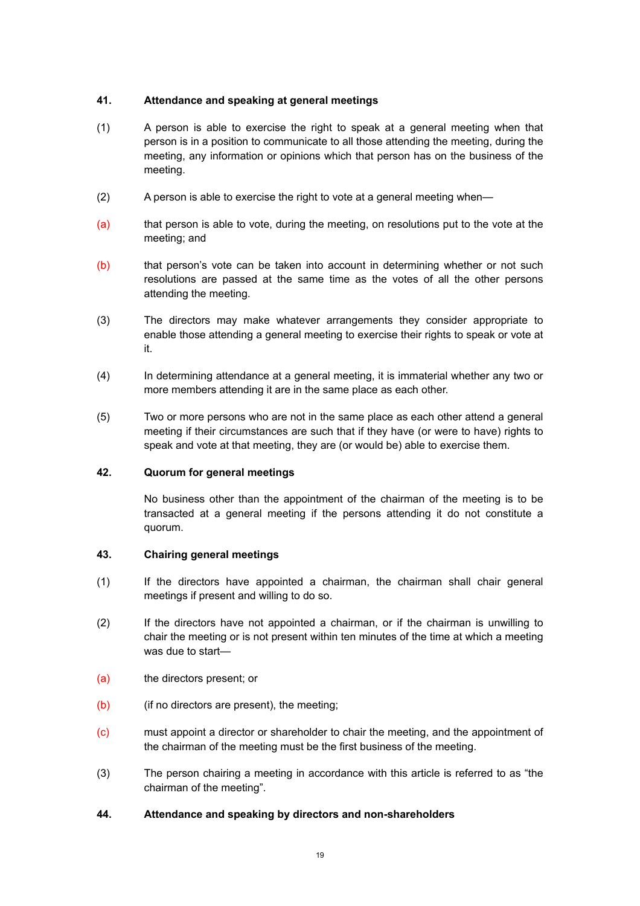### 41. Attendance and speaking at general meetings

(1) A person is able to exercise the right to speak at a general meeting when that person is in a position to communicate to all those attending the meeting, during the meeting, any information or opinions which that person has on the business of the meeting.

(2) A person is able to exercise the right to vote at a general meeting when—

(a) that person is able to vote, during the meeting, on resolutions put to the vote at the meeting; and

(b) that person's vote can be taken into account in determining whether or not such resolutions are passed at the same time as the votes of all the other persons attending the meeting.

(3) The directors may make whatever arrangements they consider appropriate to enable those attending a general meeting to exercise their rights to speak or vote at it.

(4) In determining attendance at a general meeting, it is immaterial whether any two or more members attending it are in the same place as each other.

(5) Two or more persons who are not in the same place as each other attend a general meeting if their circumstances are such that if they have (or were to have) rights to speak and vote at that meeting, they are (or would be) able to exercise them.

### 42. Quorum for general meetings

No business other than the appointment of the chairman of the meeting is to be transacted at a general meeting if the persons attending it do not constitute a quorum.

### 43. Chairing general meetings

(1) If the directors have appointed a chairman, the chairman shall chair general meetings if present and willing to do so.

(2) If the directors have not appointed a chairman, or if the chairman is unwilling to chair the meeting or is not present within ten minutes of the time at which a meeting was due to start—

(a) the directors present; or

(b) (if no directors are present), the meeting;

(c) must appoint a director or shareholder to chair the meeting, and the appointment of the chairman of the meeting must be the first business of the meeting.

(3) The person chairing a meeting in accordance with this article is referred to as "the chairman of the meeting".

### 44. Attendance and speaking by directors and non-shareholders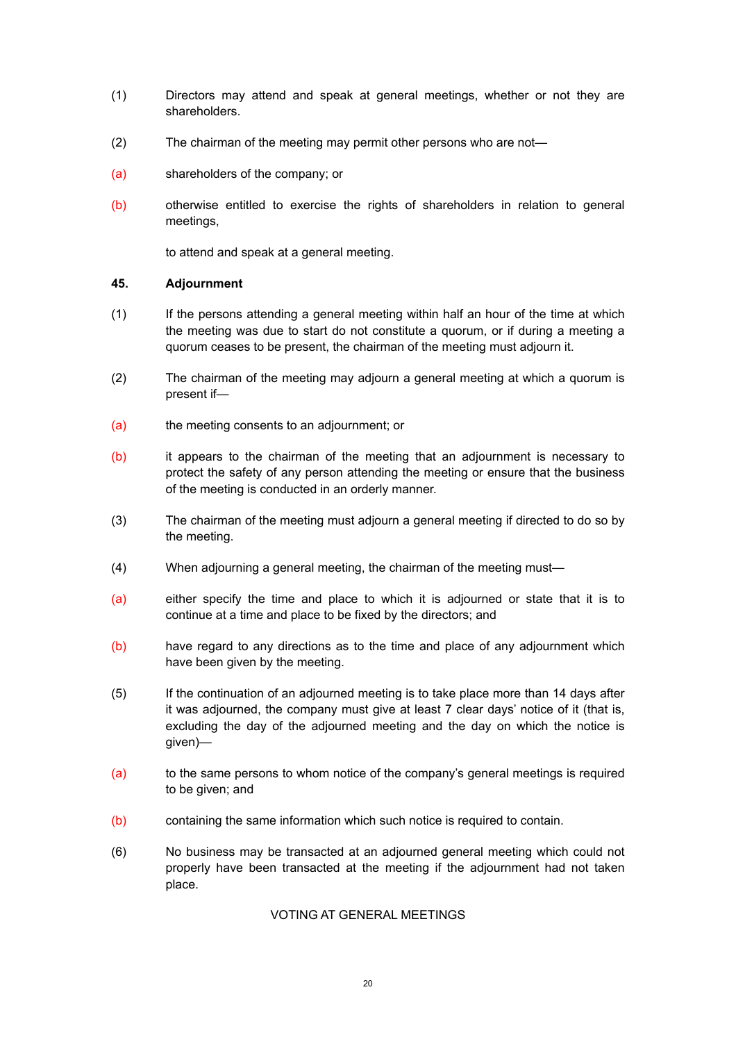(1) Directors may attend and speak at general meetings, whether or not they are shareholders.

(2) The chairman of the meeting may permit other persons who are not—

(a) shareholders of the company; or

(b) otherwise entitled to exercise the rights of shareholders in relation to general meetings,

to attend and speak at a general meeting.

**45. Adjournment**

(1) If the persons attending a general meeting within half an hour of the time at which the meeting was due to start do not constitute a quorum, or if during a meeting a quorum ceases to be present, the chairman of the meeting must adjourn it.

(2) The chairman of the meeting may adjourn a general meeting at which a quorum is present if—

(a) the meeting consents to an adjournment; or

(b) it appears to the chairman of the meeting that an adjournment is necessary to protect the safety of any person attending the meeting or ensure that the business of the meeting is conducted in an orderly manner.

(3) The chairman of the meeting must adjourn a general meeting if directed to do so by the meeting.

(4) When adjourning a general meeting, the chairman of the meeting must—

(a) either specify the time and place to which it is adjourned or state that it is to continue at a time and place to be fixed by the directors; and

(b) have regard to any directions as to the time and place of any adjournment which have been given by the meeting.

(5) If the continuation of an adjourned meeting is to take place more than 14 days after it was adjourned, the company must give at least 7 clear days' notice of it (that is, excluding the day of the adjourned meeting and the day on which the notice is given)—

(a) to the same persons to whom notice of the company's general meetings is required to be given; and

(b) containing the same information which such notice is required to contain.

(6) No business may be transacted at an adjourned general meeting which could not properly have been transacted at the meeting if the adjournment had not taken place.

VOTING AT GENERAL MEETINGS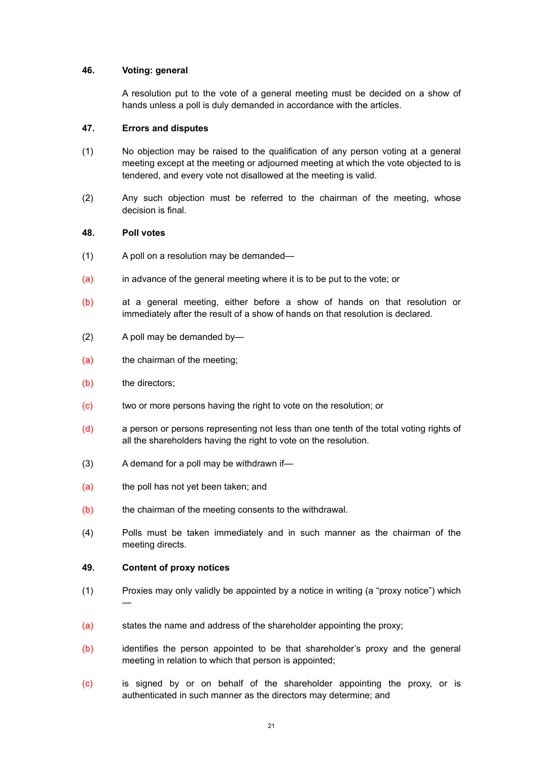**46. Voting: general**

A resolution put to the vote of a general meeting must be decided on a show of hands unless a poll is duly demanded in accordance with the articles.

**47. Errors and disputes**

(1) No objection may be raised to the qualification of any person voting at a general meeting except at the meeting or adjourned meeting at which the vote objected to is tendered, and every vote not disallowed at the meeting is valid.

(2) Any such objection must be referred to the chairman of the meeting, whose decision is final.

**48. Poll votes**

(1) A poll on a resolution may be demanded—

(a) in advance of the general meeting where it is to be put to the vote; or

(b) at a general meeting, either before a show of hands on that resolution or immediately after the result of a show of hands on that resolution is declared.

(2) A poll may be demanded by—

(a) the chairman of the meeting;

(b) the directors;

(c) two or more persons having the right to vote on the resolution; or

(d) a person or persons representing not less than one tenth of the total voting rights of all the shareholders having the right to vote on the resolution.

(3) A demand for a poll may be withdrawn if—

(a) the poll has not yet been taken; and

(b) the chairman of the meeting consents to the withdrawal.

(4) Polls must be taken immediately and in such manner as the chairman of the meeting directs.

**49. Content of proxy notices**

(1) Proxies may only validly be appointed by a notice in writing (a “proxy notice”) which —

(a) states the name and address of the shareholder appointing the proxy;

(b) identifies the person appointed to be that shareholder’s proxy and the general meeting in relation to which that person is appointed;

(c) is signed by or on behalf of the shareholder appointing the proxy, or is authenticated in such manner as the directors may determine; and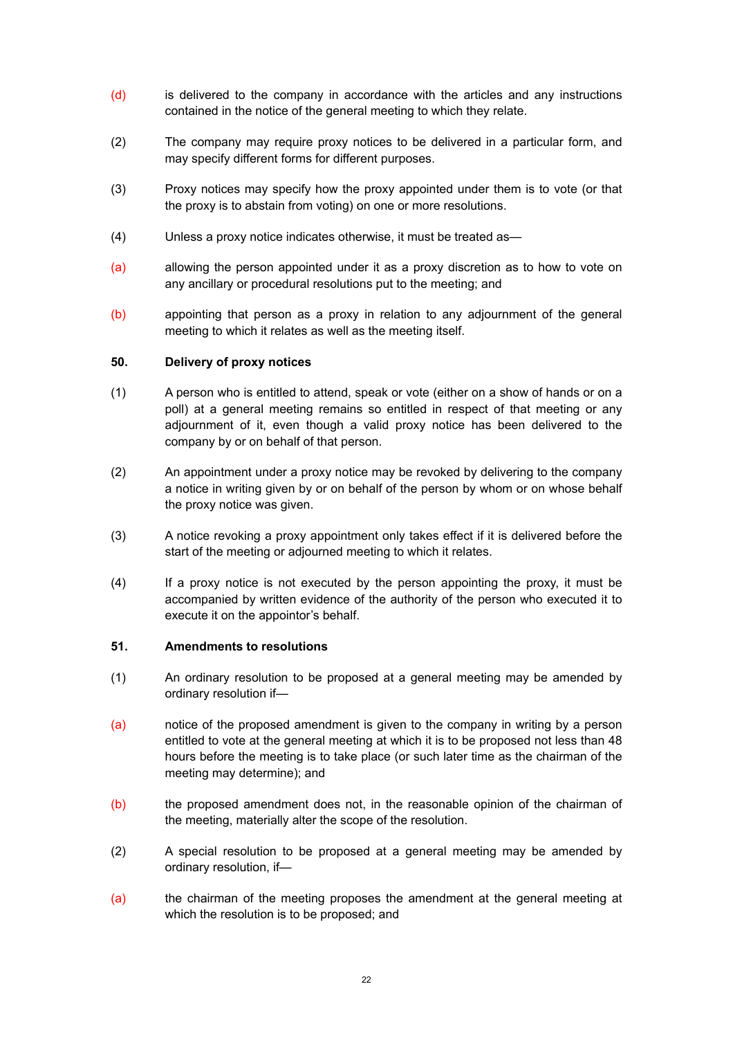(d) is delivered to the company in accordance with the articles and any instructions contained in the notice of the general meeting to which they relate.

(2) The company may require proxy notices to be delivered in a particular form, and may specify different forms for different purposes.

(3) Proxy notices may specify how the proxy appointed under them is to vote (or that the proxy is to abstain from voting) on one or more resolutions.

(4) Unless a proxy notice indicates otherwise, it must be treated as—

(a) allowing the person appointed under it as a proxy discretion as to how to vote on any ancillary or procedural resolutions put to the meeting; and

(b) appointing that person as a proxy in relation to any adjournment of the general meeting to which it relates as well as the meeting itself.

**50. Delivery of proxy notices**

(1) A person who is entitled to attend, speak or vote (either on a show of hands or on a poll) at a general meeting remains so entitled in respect of that meeting or any adjournment of it, even though a valid proxy notice has been delivered to the company by or on behalf of that person.

(2) An appointment under a proxy notice may be revoked by delivering to the company a notice in writing given by or on behalf of the person by whom or on whose behalf the proxy notice was given.

(3) A notice revoking a proxy appointment only takes effect if it is delivered before the start of the meeting or adjourned meeting to which it relates.

(4) If a proxy notice is not executed by the person appointing the proxy, it must be accompanied by written evidence of the authority of the person who executed it to execute it on the appointor's behalf.

**51. Amendments to resolutions**

(1) An ordinary resolution to be proposed at a general meeting may be amended by ordinary resolution if—

(a) notice of the proposed amendment is given to the company in writing by a person entitled to vote at the general meeting at which it is to be proposed not less than 48 hours before the meeting is to take place (or such later time as the chairman of the meeting may determine); and

(b) the proposed amendment does not, in the reasonable opinion of the chairman of the meeting, materially alter the scope of the resolution.

(2) A special resolution to be proposed at a general meeting may be amended by ordinary resolution, if—

(a) the chairman of the meeting proposes the amendment at the general meeting at which the resolution is to be proposed; and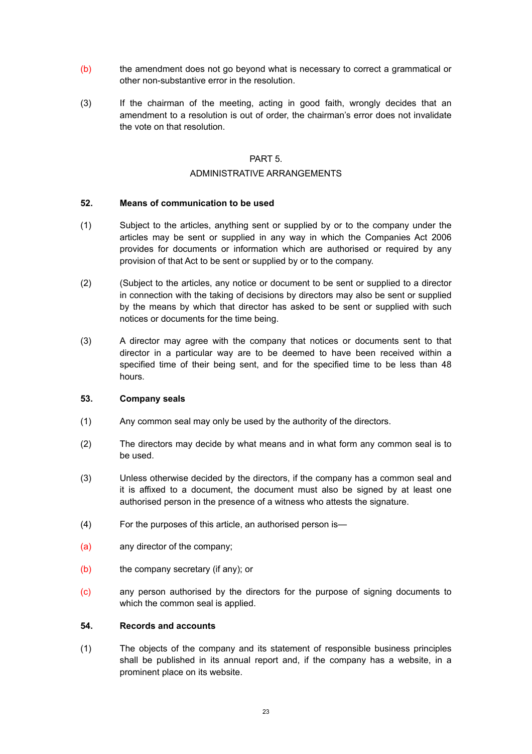(b) the amendment does not go beyond what is necessary to correct a grammatical or other non-substantive error in the resolution.

(3) If the chairman of the meeting, acting in good faith, wrongly decides that an amendment to a resolution is out of order, the chairman's error does not invalidate the vote on that resolution.

PART 5.

ADMINISTRATIVE ARRANGEMENTS

**52. Means of communication to be used**

(1) Subject to the articles, anything sent or supplied by or to the company under the articles may be sent or supplied in any way in which the Companies Act 2006 provides for documents or information which are authorised or required by any provision of that Act to be sent or supplied by or to the company.

(2) (Subject to the articles, any notice or document to be sent or supplied to a director in connection with the taking of decisions by directors may also be sent or supplied by the means by which that director has asked to be sent or supplied with such notices or documents for the time being.

(3) A director may agree with the company that notices or documents sent to that director in a particular way are to be deemed to have been received within a specified time of their being sent, and for the specified time to be less than 48 hours.

**53. Company seals**

(1) Any common seal may only be used by the authority of the directors.

(2) The directors may decide by what means and in what form any common seal is to be used.

(3) Unless otherwise decided by the directors, if the company has a common seal and it is affixed to a document, the document must also be signed by at least one authorised person in the presence of a witness who attests the signature.

(4) For the purposes of this article, an authorised person is—

(a) any director of the company;

(b) the company secretary (if any); or

(c) any person authorised by the directors for the purpose of signing documents to which the common seal is applied.

**54. Records and accounts**

(1) The objects of the company and its statement of responsible business principles shall be published in its annual report and, if the company has a website, in a prominent place on its website.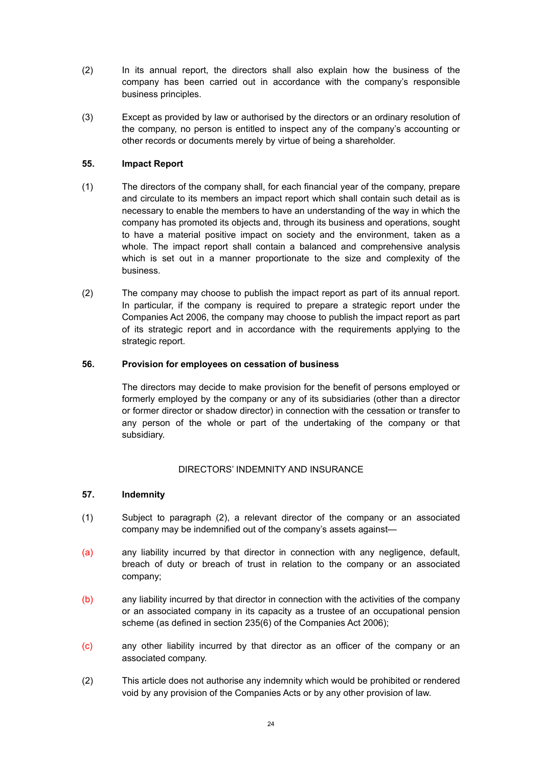(2) In its annual report, the directors shall also explain how the business of the company has been carried out in accordance with the company's responsible business principles.

(3) Except as provided by law or authorised by the directors or an ordinary resolution of the company, no person is entitled to inspect any of the company's accounting or other records or documents merely by virtue of being a shareholder.

**55. Impact Report**

(1) The directors of the company shall, for each financial year of the company, prepare and circulate to its members an impact report which shall contain such detail as is necessary to enable the members to have an understanding of the way in which the company has promoted its objects and, through its business and operations, sought to have a material positive impact on society and the environment, taken as a whole. The impact report shall contain a balanced and comprehensive analysis which is set out in a manner proportionate to the size and complexity of the business.

(2) The company may choose to publish the impact report as part of its annual report. In particular, if the company is required to prepare a strategic report under the Companies Act 2006, the company may choose to publish the impact report as part of its strategic report and in accordance with the requirements applying to the strategic report.

**56. Provision for employees on cessation of business**

The directors may decide to make provision for the benefit of persons employed or formerly employed by the company or any of its subsidiaries (other than a director or former director or shadow director) in connection with the cessation or transfer to any person of the whole or part of the undertaking of the company or that subsidiary.

DIRECTORS' INDEMNITY AND INSURANCE

**57. Indemnity**

(1) Subject to paragraph (2), a relevant director of the company or an associated company may be indemnified out of the company's assets against—

(a) any liability incurred by that director in connection with any negligence, default, breach of duty or breach of trust in relation to the company or an associated company;

(b) any liability incurred by that director in connection with the activities of the company or an associated company in its capacity as a trustee of an occupational pension scheme (as defined in section 235(6) of the Companies Act 2006);

(c) any other liability incurred by that director as an officer of the company or an associated company.

(2) This article does not authorise any indemnity which would be prohibited or rendered void by any provision of the Companies Acts or by any other provision of law.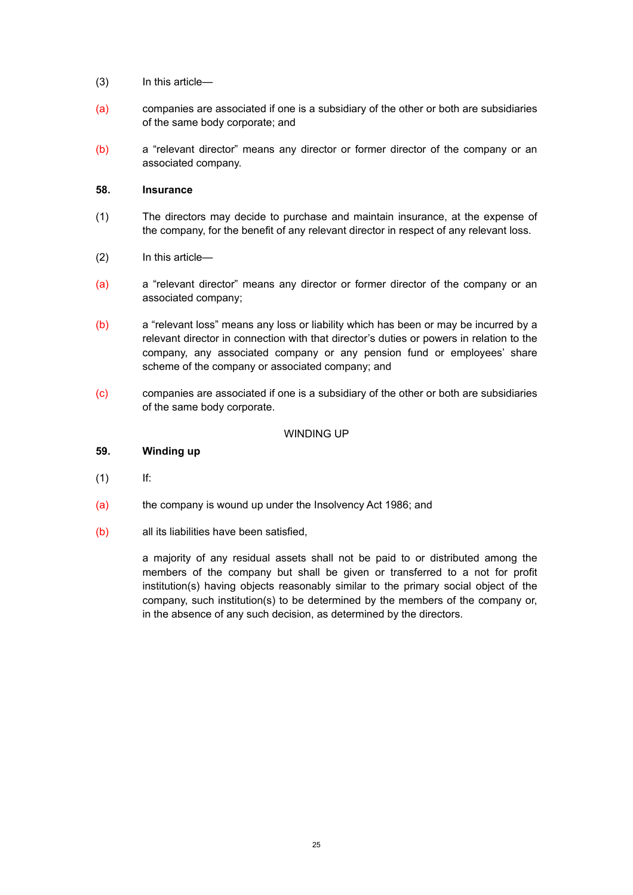(3) In this article—

(a) companies are associated if one is a subsidiary of the other or both are subsidiaries of the same body corporate; and

(b) a "relevant director" means any director or former director of the company or an associated company.

**58. Insurance**

(1) The directors may decide to purchase and maintain insurance, at the expense of the company, for the benefit of any relevant director in respect of any relevant loss.

(2) In this article—

(a) a "relevant director" means any director or former director of the company or an associated company;

(b) a "relevant loss" means any loss or liability which has been or may be incurred by a relevant director in connection with that director's duties or powers in relation to the company, any associated company or any pension fund or employees' share scheme of the company or associated company; and

(c) companies are associated if one is a subsidiary of the other or both are subsidiaries of the same body corporate.

WINDING UP

**59. Winding up**

(1) If:

(a) the company is wound up under the Insolvency Act 1986; and

(b) all its liabilities have been satisfied,

a majority of any residual assets shall not be paid to or distributed among the members of the company but shall be given or transferred to a not for profit institution(s) having objects reasonably similar to the primary social object of the company, such institution(s) to be determined by the members of the company or, in the absence of any such decision, as determined by the directors.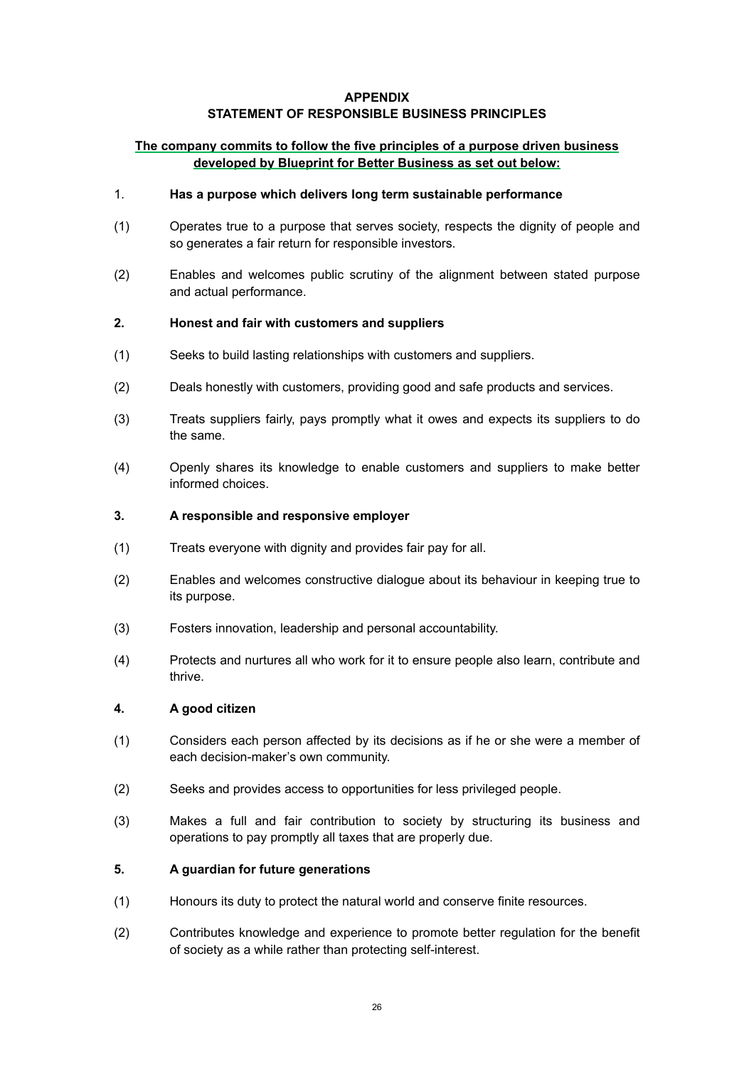# APPENDIX
# STATEMENT OF RESPONSIBLE BUSINESS PRINCIPLES

**The company commits to follow the five principles of a purpose driven business developed by Blueprint for Better Business as set out below:**

1. **Has a purpose which delivers long term sustainable performance**

(1) Operates true to a purpose that serves society, respects the dignity of people and so generates a fair return for responsible investors.

(2) Enables and welcomes public scrutiny of the alignment between stated purpose and actual performance.

**2. Honest and fair with customers and suppliers**

(1) Seeks to build lasting relationships with customers and suppliers.

(2) Deals honestly with customers, providing good and safe products and services.

(3) Treats suppliers fairly, pays promptly what it owes and expects its suppliers to do the same.

(4) Openly shares its knowledge to enable customers and suppliers to make better informed choices.

**3. A responsible and responsive employer**

(1) Treats everyone with dignity and provides fair pay for all.

(2) Enables and welcomes constructive dialogue about its behaviour in keeping true to its purpose.

(3) Fosters innovation, leadership and personal accountability.

(4) Protects and nurtures all who work for it to ensure people also learn, contribute and thrive.

**4. A good citizen**

(1) Considers each person affected by its decisions as if he or she were a member of each decision-maker's own community.

(2) Seeks and provides access to opportunities for less privileged people.

(3) Makes a full and fair contribution to society by structuring its business and operations to pay promptly all taxes that are properly due.

**5. A guardian for future generations**

(1) Honours its duty to protect the natural world and conserve finite resources.

(2) Contributes knowledge and experience to promote better regulation for the benefit of society as a while rather than protecting self-interest.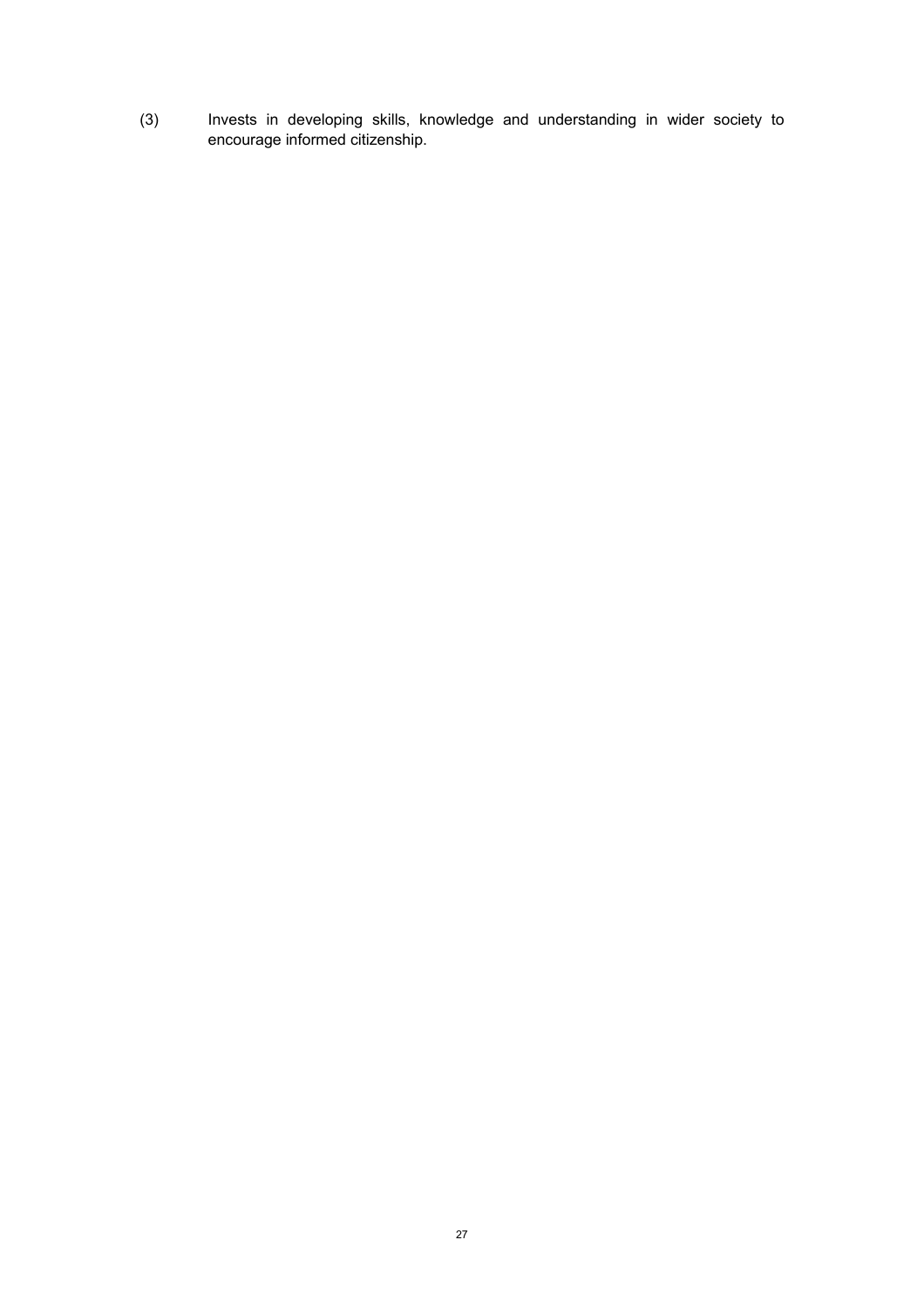(3) Invests in developing skills, knowledge and understanding in wider society to encourage informed citizenship.